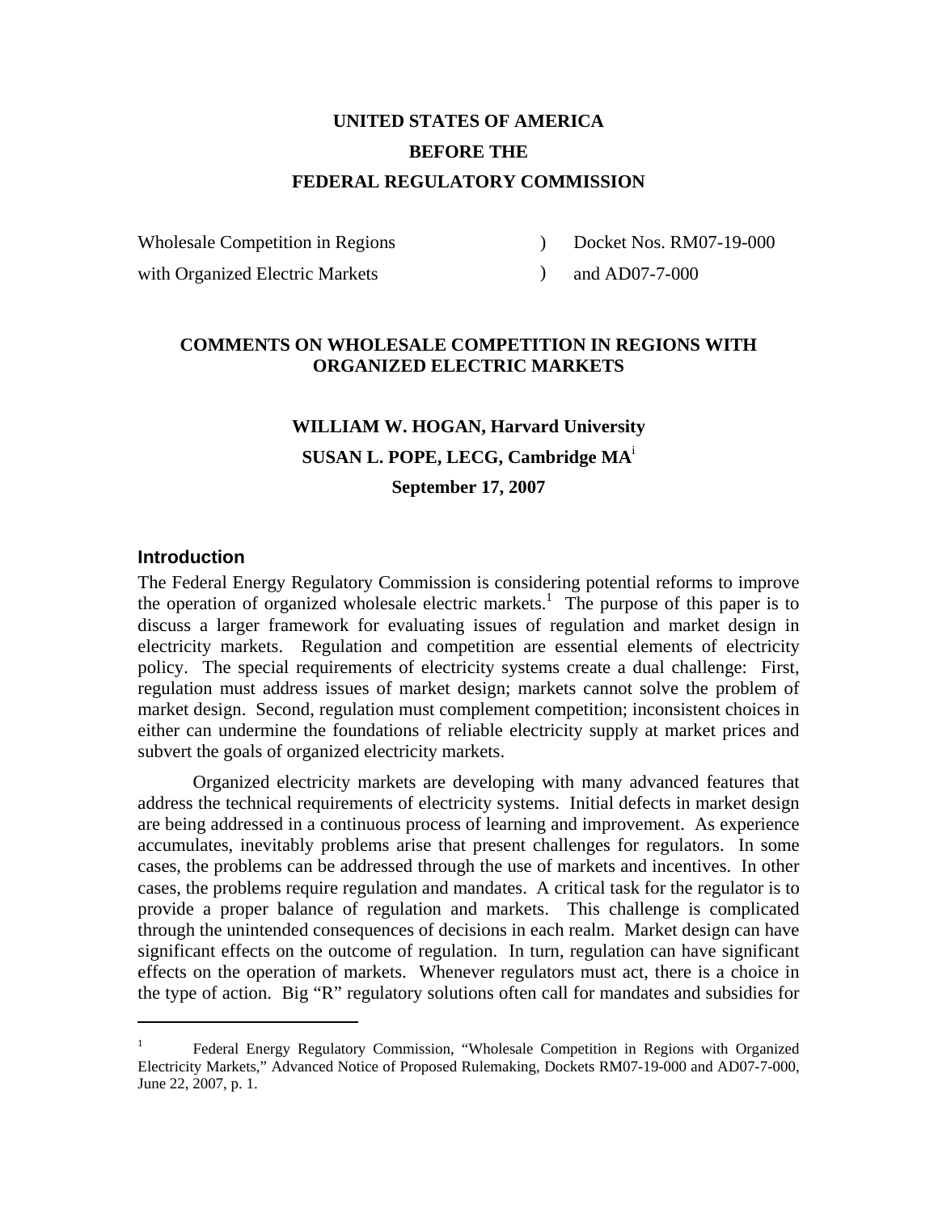**UNITED STATES OF AMERICA**

**BEFORE THE**

**FEDERAL REGULATORY COMMISSION**

| | | |
|---|---|---|
| Wholesale Competition in Regions | ) | Docket Nos. RM07-19-000 |
| with Organized Electric Markets | ) | and AD07-7-000 |

**COMMENTS ON WHOLESALE COMPETITION IN REGIONS WITH ORGANIZED ELECTRIC MARKETS**

**WILLIAM W. HOGAN, Harvard University**

**SUSAN L. POPE, LECG, Cambridge MA**[i]

**September 17, 2007**

## Introduction

The Federal Energy Regulatory Commission is considering potential reforms to improve the operation of organized wholesale electric markets.[1] The purpose of this paper is to discuss a larger framework for evaluating issues of regulation and market design in electricity markets. Regulation and competition are essential elements of electricity policy. The special requirements of electricity systems create a dual challenge: First, regulation must address issues of market design; markets cannot solve the problem of market design. Second, regulation must complement competition; inconsistent choices in either can undermine the foundations of reliable electricity supply at market prices and subvert the goals of organized electricity markets.

Organized electricity markets are developing with many advanced features that address the technical requirements of electricity systems. Initial defects in market design are being addressed in a continuous process of learning and improvement. As experience accumulates, inevitably problems arise that present challenges for regulators. In some cases, the problems can be addressed through the use of markets and incentives. In other cases, the problems require regulation and mandates. A critical task for the regulator is to provide a proper balance of regulation and markets. This challenge is complicated through the unintended consequences of decisions in each realm. Market design can have significant effects on the outcome of regulation. In turn, regulation can have significant effects on the operation of markets. Whenever regulators must act, there is a choice in the type of action. Big "R" regulatory solutions often call for mandates and subsidies for

---

[1] Federal Energy Regulatory Commission, "Wholesale Competition in Regions with Organized Electricity Markets," Advanced Notice of Proposed Rulemaking, Dockets RM07-19-000 and AD07-7-000, June 22, 2007, p. 1.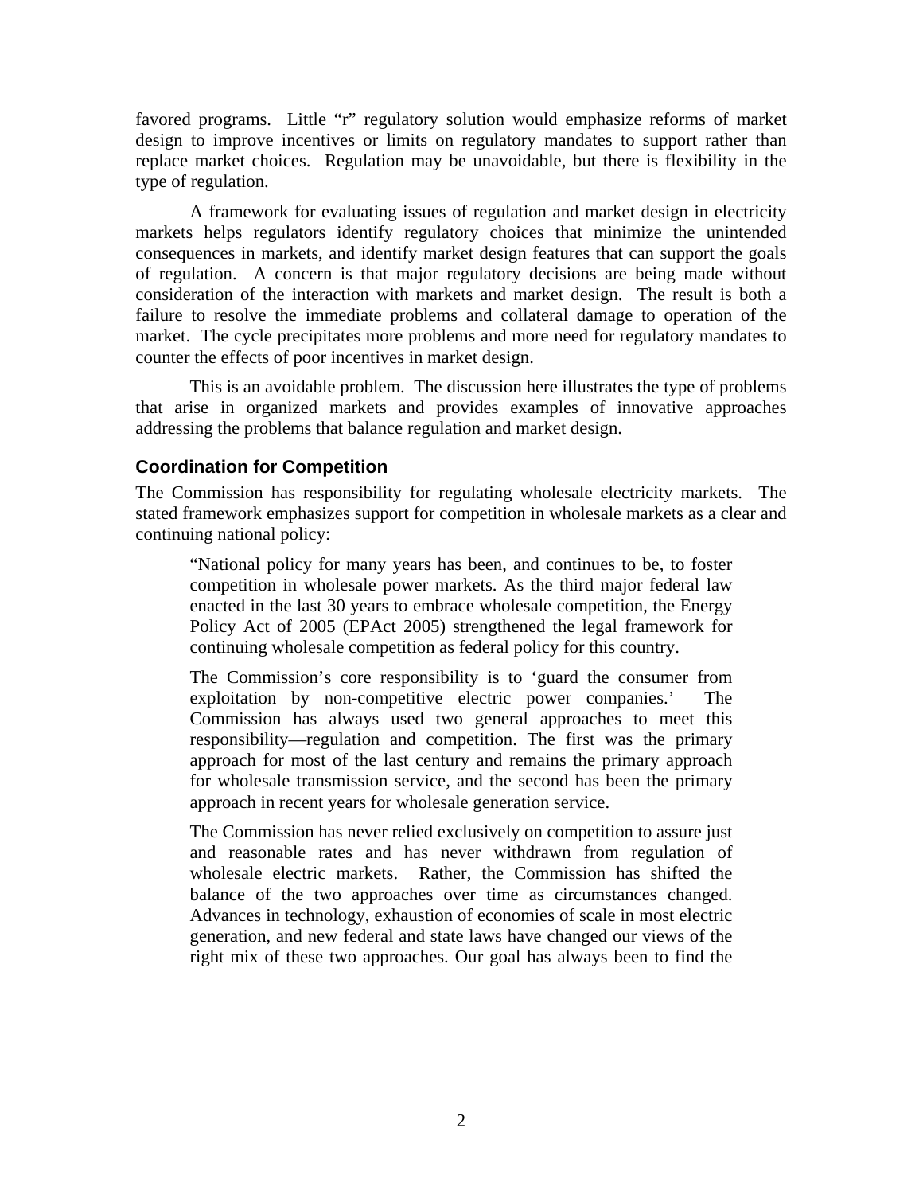favored programs. Little "r" regulatory solution would emphasize reforms of market design to improve incentives or limits on regulatory mandates to support rather than replace market choices. Regulation may be unavoidable, but there is flexibility in the type of regulation.

A framework for evaluating issues of regulation and market design in electricity markets helps regulators identify regulatory choices that minimize the unintended consequences in markets, and identify market design features that can support the goals of regulation. A concern is that major regulatory decisions are being made without consideration of the interaction with markets and market design. The result is both a failure to resolve the immediate problems and collateral damage to operation of the market. The cycle precipitates more problems and more need for regulatory mandates to counter the effects of poor incentives in market design.

This is an avoidable problem. The discussion here illustrates the type of problems that arise in organized markets and provides examples of innovative approaches addressing the problems that balance regulation and market design.

### Coordination for Competition

The Commission has responsibility for regulating wholesale electricity markets. The stated framework emphasizes support for competition in wholesale markets as a clear and continuing national policy:

> "National policy for many years has been, and continues to be, to foster competition in wholesale power markets. As the third major federal law enacted in the last 30 years to embrace wholesale competition, the Energy Policy Act of 2005 (EPAct 2005) strengthened the legal framework for continuing wholesale competition as federal policy for this country.
>
> The Commission's core responsibility is to 'guard the consumer from exploitation by non-competitive electric power companies.' The Commission has always used two general approaches to meet this responsibility—regulation and competition. The first was the primary approach for most of the last century and remains the primary approach for wholesale transmission service, and the second has been the primary approach in recent years for wholesale generation service.
>
> The Commission has never relied exclusively on competition to assure just and reasonable rates and has never withdrawn from regulation of wholesale electric markets. Rather, the Commission has shifted the balance of the two approaches over time as circumstances changed. Advances in technology, exhaustion of economies of scale in most electric generation, and new federal and state laws have changed our views of the right mix of these two approaches. Our goal has always been to find the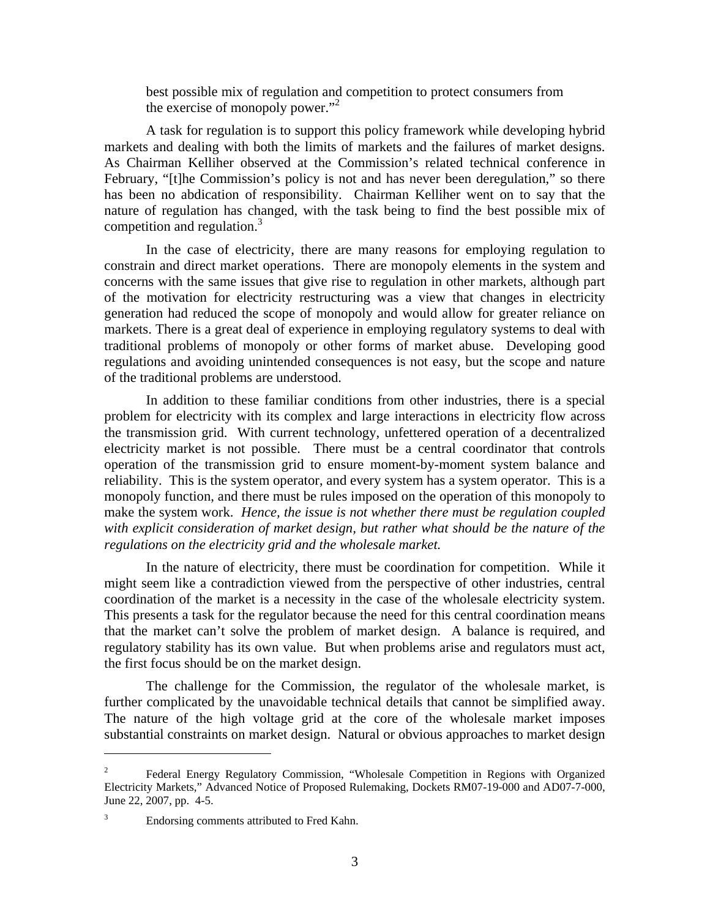best possible mix of regulation and competition to protect consumers from the exercise of monopoly power."[2]

A task for regulation is to support this policy framework while developing hybrid markets and dealing with both the limits of markets and the failures of market designs. As Chairman Kelliher observed at the Commission's related technical conference in February, "[t]he Commission's policy is not and has never been deregulation," so there has been no abdication of responsibility. Chairman Kelliher went on to say that the nature of regulation has changed, with the task being to find the best possible mix of competition and regulation.[3]

In the case of electricity, there are many reasons for employing regulation to constrain and direct market operations. There are monopoly elements in the system and concerns with the same issues that give rise to regulation in other markets, although part of the motivation for electricity restructuring was a view that changes in electricity generation had reduced the scope of monopoly and would allow for greater reliance on markets. There is a great deal of experience in employing regulatory systems to deal with traditional problems of monopoly or other forms of market abuse. Developing good regulations and avoiding unintended consequences is not easy, but the scope and nature of the traditional problems are understood.

In addition to these familiar conditions from other industries, there is a special problem for electricity with its complex and large interactions in electricity flow across the transmission grid. With current technology, unfettered operation of a decentralized electricity market is not possible. There must be a central coordinator that controls operation of the transmission grid to ensure moment-by-moment system balance and reliability. This is the system operator, and every system has a system operator. This is a monopoly function, and there must be rules imposed on the operation of this monopoly to make the system work. *Hence, the issue is not whether there must be regulation coupled with explicit consideration of market design, but rather what should be the nature of the regulations on the electricity grid and the wholesale market.*

In the nature of electricity, there must be coordination for competition. While it might seem like a contradiction viewed from the perspective of other industries, central coordination of the market is a necessity in the case of the wholesale electricity system. This presents a task for the regulator because the need for this central coordination means that the market can't solve the problem of market design. A balance is required, and regulatory stability has its own value. But when problems arise and regulators must act, the first focus should be on the market design.

The challenge for the Commission, the regulator of the wholesale market, is further complicated by the unavoidable technical details that cannot be simplified away. The nature of the high voltage grid at the core of the wholesale market imposes substantial constraints on market design. Natural or obvious approaches to market design

---

[2] Federal Energy Regulatory Commission, "Wholesale Competition in Regions with Organized Electricity Markets," Advanced Notice of Proposed Rulemaking, Dockets RM07-19-000 and AD07-7-000, June 22, 2007, pp. 4-5.

[3] Endorsing comments attributed to Fred Kahn.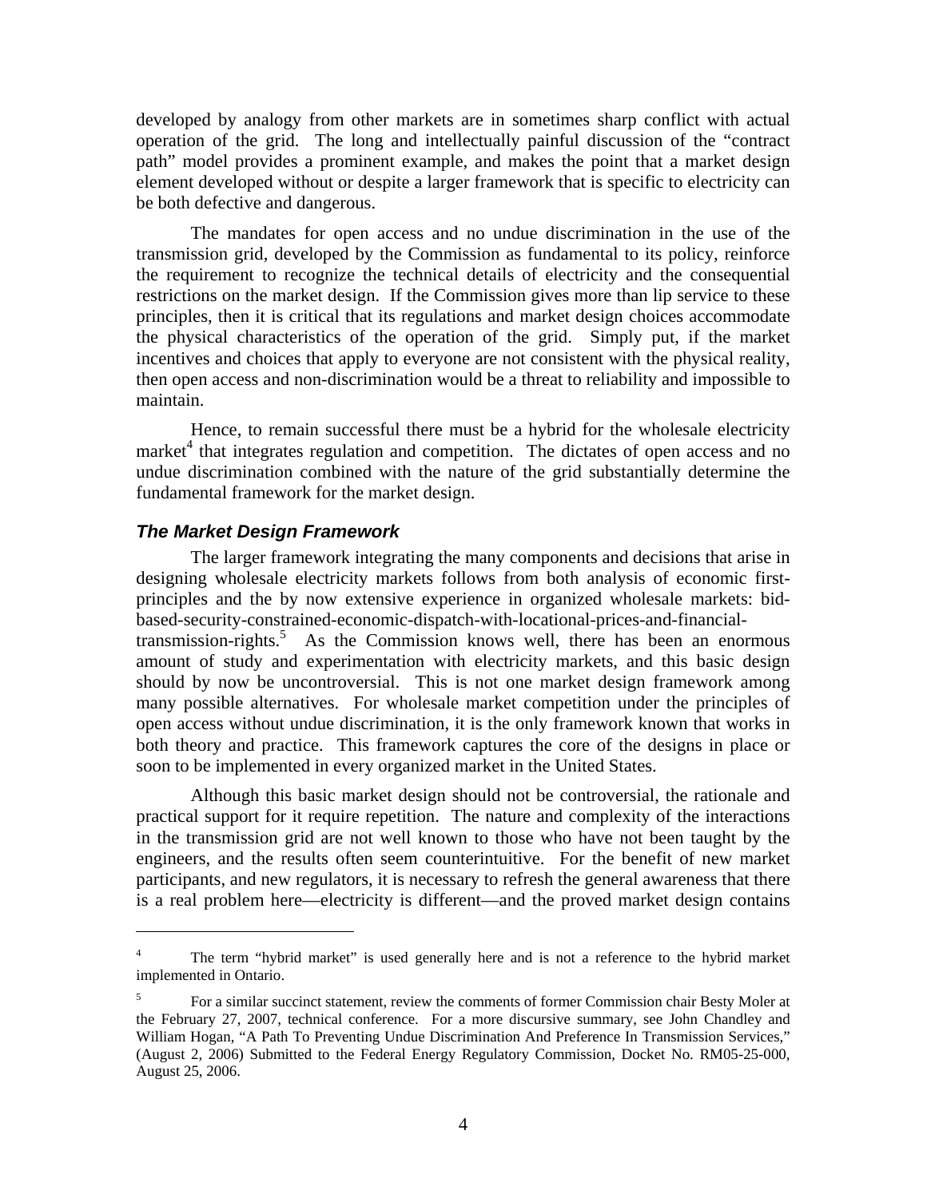developed by analogy from other markets are in sometimes sharp conflict with actual operation of the grid. The long and intellectually painful discussion of the "contract path" model provides a prominent example, and makes the point that a market design element developed without or despite a larger framework that is specific to electricity can be both defective and dangerous.

The mandates for open access and no undue discrimination in the use of the transmission grid, developed by the Commission as fundamental to its policy, reinforce the requirement to recognize the technical details of electricity and the consequential restrictions on the market design. If the Commission gives more than lip service to these principles, then it is critical that its regulations and market design choices accommodate the physical characteristics of the operation of the grid. Simply put, if the market incentives and choices that apply to everyone are not consistent with the physical reality, then open access and non-discrimination would be a threat to reliability and impossible to maintain.

Hence, to remain successful there must be a hybrid for the wholesale electricity market[4] that integrates regulation and competition. The dictates of open access and no undue discrimination combined with the nature of the grid substantially determine the fundamental framework for the market design.

### *The Market Design Framework*

The larger framework integrating the many components and decisions that arise in designing wholesale electricity markets follows from both analysis of economic first-principles and the by now extensive experience in organized wholesale markets: bid-based-security-constrained-economic-dispatch-with-locational-prices-and-financial-transmission-rights.[5] As the Commission knows well, there has been an enormous amount of study and experimentation with electricity markets, and this basic design should by now be uncontroversial. This is not one market design framework among many possible alternatives. For wholesale market competition under the principles of open access without undue discrimination, it is the only framework known that works in both theory and practice. This framework captures the core of the designs in place or soon to be implemented in every organized market in the United States.

Although this basic market design should not be controversial, the rationale and practical support for it require repetition. The nature and complexity of the interactions in the transmission grid are not well known to those who have not been taught by the engineers, and the results often seem counterintuitive. For the benefit of new market participants, and new regulators, it is necessary to refresh the general awareness that there is a real problem here—electricity is different—and the proved market design contains

---

[4] The term "hybrid market" is used generally here and is not a reference to the hybrid market implemented in Ontario.

[5] For a similar succinct statement, review the comments of former Commission chair Besty Moler at the February 27, 2007, technical conference. For a more discursive summary, see John Chandley and William Hogan, "A Path To Preventing Undue Discrimination And Preference In Transmission Services," (August 2, 2006) Submitted to the Federal Energy Regulatory Commission, Docket No. RM05-25-000, August 25, 2006.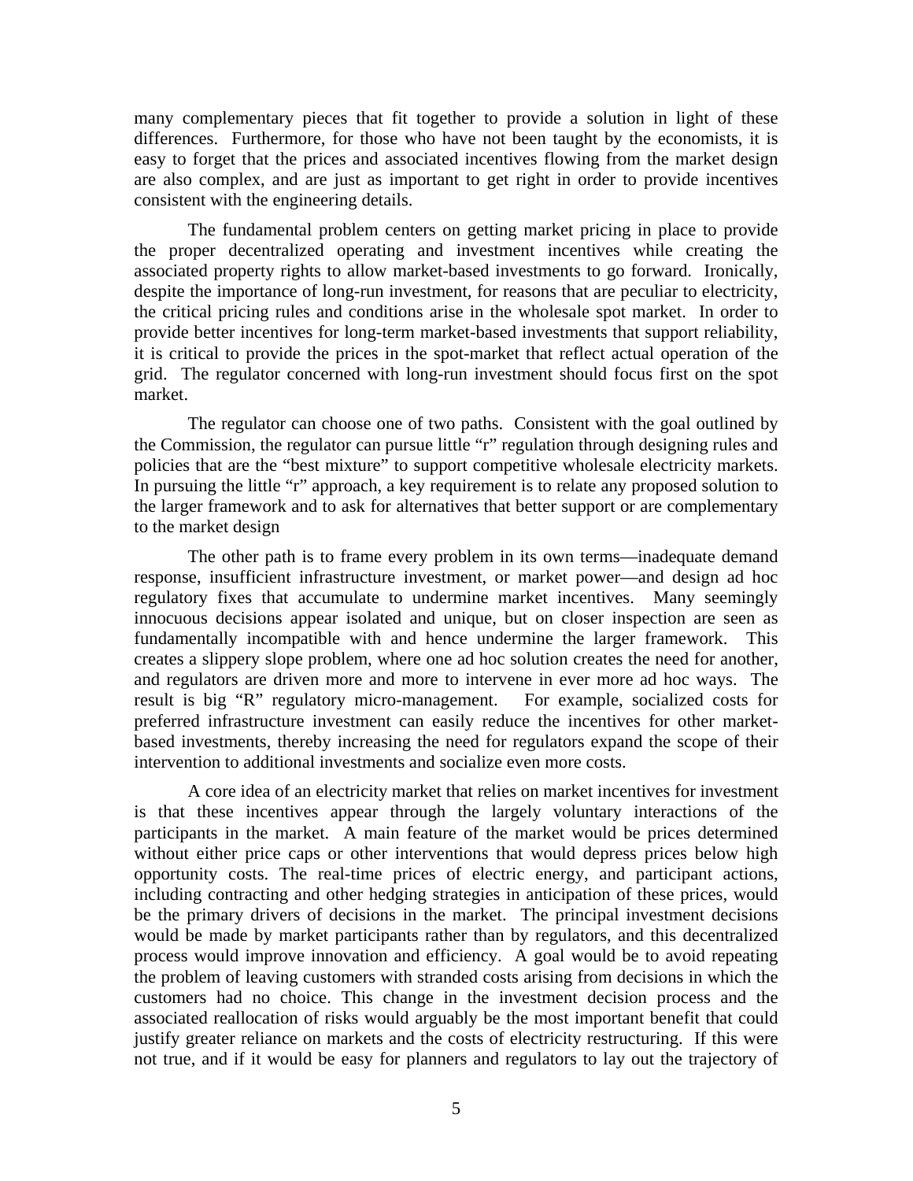many complementary pieces that fit together to provide a solution in light of these differences. Furthermore, for those who have not been taught by the economists, it is easy to forget that the prices and associated incentives flowing from the market design are also complex, and are just as important to get right in order to provide incentives consistent with the engineering details.

The fundamental problem centers on getting market pricing in place to provide the proper decentralized operating and investment incentives while creating the associated property rights to allow market-based investments to go forward. Ironically, despite the importance of long-run investment, for reasons that are peculiar to electricity, the critical pricing rules and conditions arise in the wholesale spot market. In order to provide better incentives for long-term market-based investments that support reliability, it is critical to provide the prices in the spot-market that reflect actual operation of the grid. The regulator concerned with long-run investment should focus first on the spot market.

The regulator can choose one of two paths. Consistent with the goal outlined by the Commission, the regulator can pursue little "r" regulation through designing rules and policies that are the "best mixture" to support competitive wholesale electricity markets. In pursuing the little "r" approach, a key requirement is to relate any proposed solution to the larger framework and to ask for alternatives that better support or are complementary to the market design

The other path is to frame every problem in its own terms—inadequate demand response, insufficient infrastructure investment, or market power—and design ad hoc regulatory fixes that accumulate to undermine market incentives. Many seemingly innocuous decisions appear isolated and unique, but on closer inspection are seen as fundamentally incompatible with and hence undermine the larger framework. This creates a slippery slope problem, where one ad hoc solution creates the need for another, and regulators are driven more and more to intervene in ever more ad hoc ways. The result is big "R" regulatory micro-management. For example, socialized costs for preferred infrastructure investment can easily reduce the incentives for other market-based investments, thereby increasing the need for regulators expand the scope of their intervention to additional investments and socialize even more costs.

A core idea of an electricity market that relies on market incentives for investment is that these incentives appear through the largely voluntary interactions of the participants in the market. A main feature of the market would be prices determined without either price caps or other interventions that would depress prices below high opportunity costs. The real-time prices of electric energy, and participant actions, including contracting and other hedging strategies in anticipation of these prices, would be the primary drivers of decisions in the market. The principal investment decisions would be made by market participants rather than by regulators, and this decentralized process would improve innovation and efficiency. A goal would be to avoid repeating the problem of leaving customers with stranded costs arising from decisions in which the customers had no choice. This change in the investment decision process and the associated reallocation of risks would arguably be the most important benefit that could justify greater reliance on markets and the costs of electricity restructuring. If this were not true, and if it would be easy for planners and regulators to lay out the trajectory of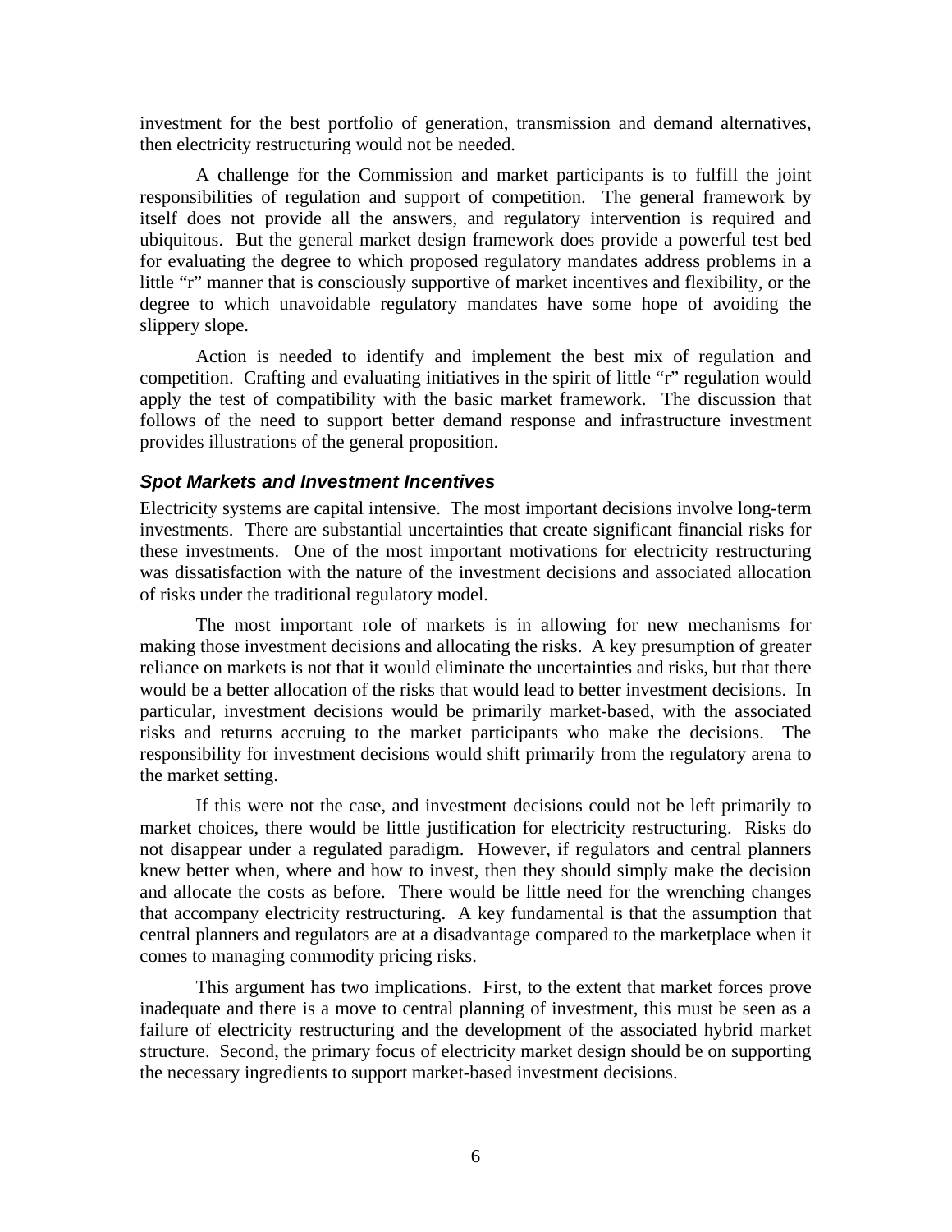investment for the best portfolio of generation, transmission and demand alternatives, then electricity restructuring would not be needed.

A challenge for the Commission and market participants is to fulfill the joint responsibilities of regulation and support of competition. The general framework by itself does not provide all the answers, and regulatory intervention is required and ubiquitous. But the general market design framework does provide a powerful test bed for evaluating the degree to which proposed regulatory mandates address problems in a little "r" manner that is consciously supportive of market incentives and flexibility, or the degree to which unavoidable regulatory mandates have some hope of avoiding the slippery slope.

Action is needed to identify and implement the best mix of regulation and competition. Crafting and evaluating initiatives in the spirit of little "r" regulation would apply the test of compatibility with the basic market framework. The discussion that follows of the need to support better demand response and infrastructure investment provides illustrations of the general proposition.

### *Spot Markets and Investment Incentives*

Electricity systems are capital intensive. The most important decisions involve long-term investments. There are substantial uncertainties that create significant financial risks for these investments. One of the most important motivations for electricity restructuring was dissatisfaction with the nature of the investment decisions and associated allocation of risks under the traditional regulatory model.

The most important role of markets is in allowing for new mechanisms for making those investment decisions and allocating the risks. A key presumption of greater reliance on markets is not that it would eliminate the uncertainties and risks, but that there would be a better allocation of the risks that would lead to better investment decisions. In particular, investment decisions would be primarily market-based, with the associated risks and returns accruing to the market participants who make the decisions. The responsibility for investment decisions would shift primarily from the regulatory arena to the market setting.

If this were not the case, and investment decisions could not be left primarily to market choices, there would be little justification for electricity restructuring. Risks do not disappear under a regulated paradigm. However, if regulators and central planners knew better when, where and how to invest, then they should simply make the decision and allocate the costs as before. There would be little need for the wrenching changes that accompany electricity restructuring. A key fundamental is that the assumption that central planners and regulators are at a disadvantage compared to the marketplace when it comes to managing commodity pricing risks.

This argument has two implications. First, to the extent that market forces prove inadequate and there is a move to central planning of investment, this must be seen as a failure of electricity restructuring and the development of the associated hybrid market structure. Second, the primary focus of electricity market design should be on supporting the necessary ingredients to support market-based investment decisions.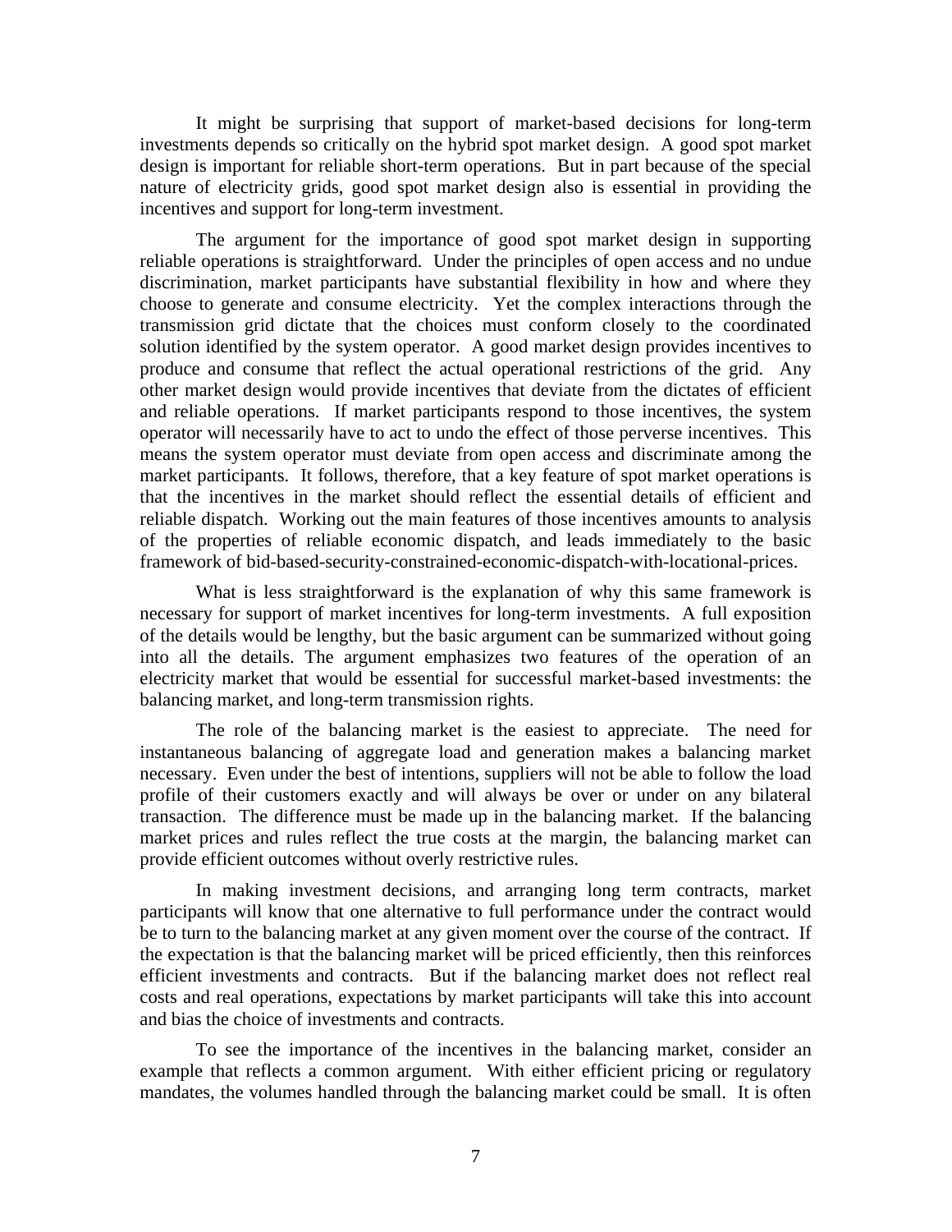It might be surprising that support of market-based decisions for long-term investments depends so critically on the hybrid spot market design. A good spot market design is important for reliable short-term operations. But in part because of the special nature of electricity grids, good spot market design also is essential in providing the incentives and support for long-term investment.

The argument for the importance of good spot market design in supporting reliable operations is straightforward. Under the principles of open access and no undue discrimination, market participants have substantial flexibility in how and where they choose to generate and consume electricity. Yet the complex interactions through the transmission grid dictate that the choices must conform closely to the coordinated solution identified by the system operator. A good market design provides incentives to produce and consume that reflect the actual operational restrictions of the grid. Any other market design would provide incentives that deviate from the dictates of efficient and reliable operations. If market participants respond to those incentives, the system operator will necessarily have to act to undo the effect of those perverse incentives. This means the system operator must deviate from open access and discriminate among the market participants. It follows, therefore, that a key feature of spot market operations is that the incentives in the market should reflect the essential details of efficient and reliable dispatch. Working out the main features of those incentives amounts to analysis of the properties of reliable economic dispatch, and leads immediately to the basic framework of bid-based-security-constrained-economic-dispatch-with-locational-prices.

What is less straightforward is the explanation of why this same framework is necessary for support of market incentives for long-term investments. A full exposition of the details would be lengthy, but the basic argument can be summarized without going into all the details. The argument emphasizes two features of the operation of an electricity market that would be essential for successful market-based investments: the balancing market, and long-term transmission rights.

The role of the balancing market is the easiest to appreciate. The need for instantaneous balancing of aggregate load and generation makes a balancing market necessary. Even under the best of intentions, suppliers will not be able to follow the load profile of their customers exactly and will always be over or under on any bilateral transaction. The difference must be made up in the balancing market. If the balancing market prices and rules reflect the true costs at the margin, the balancing market can provide efficient outcomes without overly restrictive rules.

In making investment decisions, and arranging long term contracts, market participants will know that one alternative to full performance under the contract would be to turn to the balancing market at any given moment over the course of the contract. If the expectation is that the balancing market will be priced efficiently, then this reinforces efficient investments and contracts. But if the balancing market does not reflect real costs and real operations, expectations by market participants will take this into account and bias the choice of investments and contracts.

To see the importance of the incentives in the balancing market, consider an example that reflects a common argument. With either efficient pricing or regulatory mandates, the volumes handled through the balancing market could be small. It is often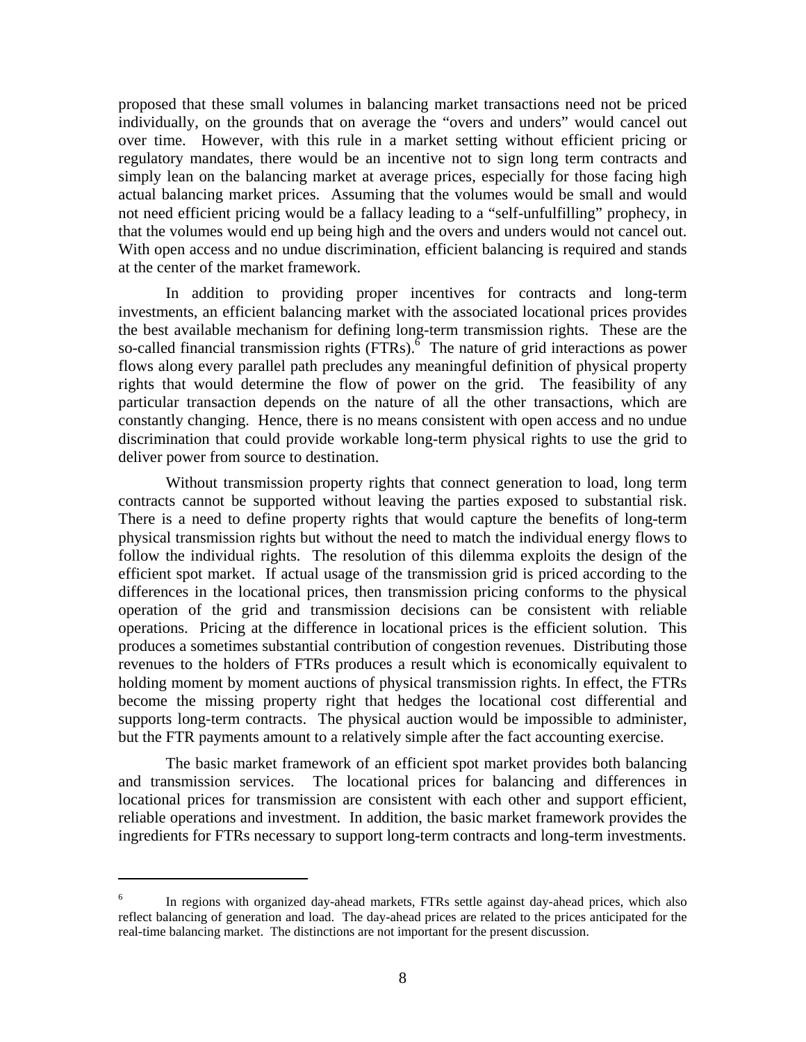proposed that these small volumes in balancing market transactions need not be priced individually, on the grounds that on average the "overs and unders" would cancel out over time. However, with this rule in a market setting without efficient pricing or regulatory mandates, there would be an incentive not to sign long term contracts and simply lean on the balancing market at average prices, especially for those facing high actual balancing market prices. Assuming that the volumes would be small and would not need efficient pricing would be a fallacy leading to a "self-unfulfilling" prophecy, in that the volumes would end up being high and the overs and unders would not cancel out. With open access and no undue discrimination, efficient balancing is required and stands at the center of the market framework.

In addition to providing proper incentives for contracts and long-term investments, an efficient balancing market with the associated locational prices provides the best available mechanism for defining long-term transmission rights. These are the so-called financial transmission rights (FTRs).[6] The nature of grid interactions as power flows along every parallel path precludes any meaningful definition of physical property rights that would determine the flow of power on the grid. The feasibility of any particular transaction depends on the nature of all the other transactions, which are constantly changing. Hence, there is no means consistent with open access and no undue discrimination that could provide workable long-term physical rights to use the grid to deliver power from source to destination.

Without transmission property rights that connect generation to load, long term contracts cannot be supported without leaving the parties exposed to substantial risk. There is a need to define property rights that would capture the benefits of long-term physical transmission rights but without the need to match the individual energy flows to follow the individual rights. The resolution of this dilemma exploits the design of the efficient spot market. If actual usage of the transmission grid is priced according to the differences in the locational prices, then transmission pricing conforms to the physical operation of the grid and transmission decisions can be consistent with reliable operations. Pricing at the difference in locational prices is the efficient solution. This produces a sometimes substantial contribution of congestion revenues. Distributing those revenues to the holders of FTRs produces a result which is economically equivalent to holding moment by moment auctions of physical transmission rights. In effect, the FTRs become the missing property right that hedges the locational cost differential and supports long-term contracts. The physical auction would be impossible to administer, but the FTR payments amount to a relatively simple after the fact accounting exercise.

The basic market framework of an efficient spot market provides both balancing and transmission services. The locational prices for balancing and differences in locational prices for transmission are consistent with each other and support efficient, reliable operations and investment. In addition, the basic market framework provides the ingredients for FTRs necessary to support long-term contracts and long-term investments.

---

[6] In regions with organized day-ahead markets, FTRs settle against day-ahead prices, which also reflect balancing of generation and load. The day-ahead prices are related to the prices anticipated for the real-time balancing market. The distinctions are not important for the present discussion.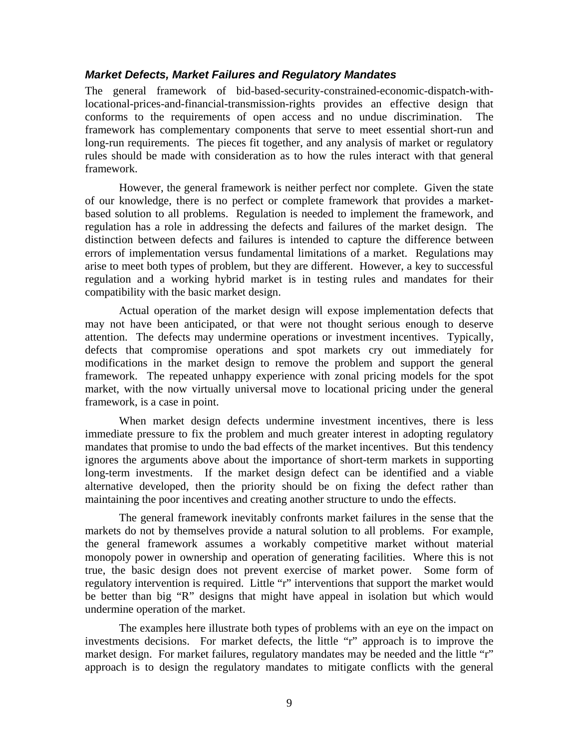### *Market Defects, Market Failures and Regulatory Mandates*

The general framework of bid-based-security-constrained-economic-dispatch-with-locational-prices-and-financial-transmission-rights provides an effective design that conforms to the requirements of open access and no undue discrimination. The framework has complementary components that serve to meet essential short-run and long-run requirements. The pieces fit together, and any analysis of market or regulatory rules should be made with consideration as to how the rules interact with that general framework.

However, the general framework is neither perfect nor complete. Given the state of our knowledge, there is no perfect or complete framework that provides a market-based solution to all problems. Regulation is needed to implement the framework, and regulation has a role in addressing the defects and failures of the market design. The distinction between defects and failures is intended to capture the difference between errors of implementation versus fundamental limitations of a market. Regulations may arise to meet both types of problem, but they are different. However, a key to successful regulation and a working hybrid market is in testing rules and mandates for their compatibility with the basic market design.

Actual operation of the market design will expose implementation defects that may not have been anticipated, or that were not thought serious enough to deserve attention. The defects may undermine operations or investment incentives. Typically, defects that compromise operations and spot markets cry out immediately for modifications in the market design to remove the problem and support the general framework. The repeated unhappy experience with zonal pricing models for the spot market, with the now virtually universal move to locational pricing under the general framework, is a case in point.

When market design defects undermine investment incentives, there is less immediate pressure to fix the problem and much greater interest in adopting regulatory mandates that promise to undo the bad effects of the market incentives. But this tendency ignores the arguments above about the importance of short-term markets in supporting long-term investments. If the market design defect can be identified and a viable alternative developed, then the priority should be on fixing the defect rather than maintaining the poor incentives and creating another structure to undo the effects.

The general framework inevitably confronts market failures in the sense that the markets do not by themselves provide a natural solution to all problems. For example, the general framework assumes a workably competitive market without material monopoly power in ownership and operation of generating facilities. Where this is not true, the basic design does not prevent exercise of market power. Some form of regulatory intervention is required. Little "r" interventions that support the market would be better than big "R" designs that might have appeal in isolation but which would undermine operation of the market.

The examples here illustrate both types of problems with an eye on the impact on investments decisions. For market defects, the little "r" approach is to improve the market design. For market failures, regulatory mandates may be needed and the little "r" approach is to design the regulatory mandates to mitigate conflicts with the general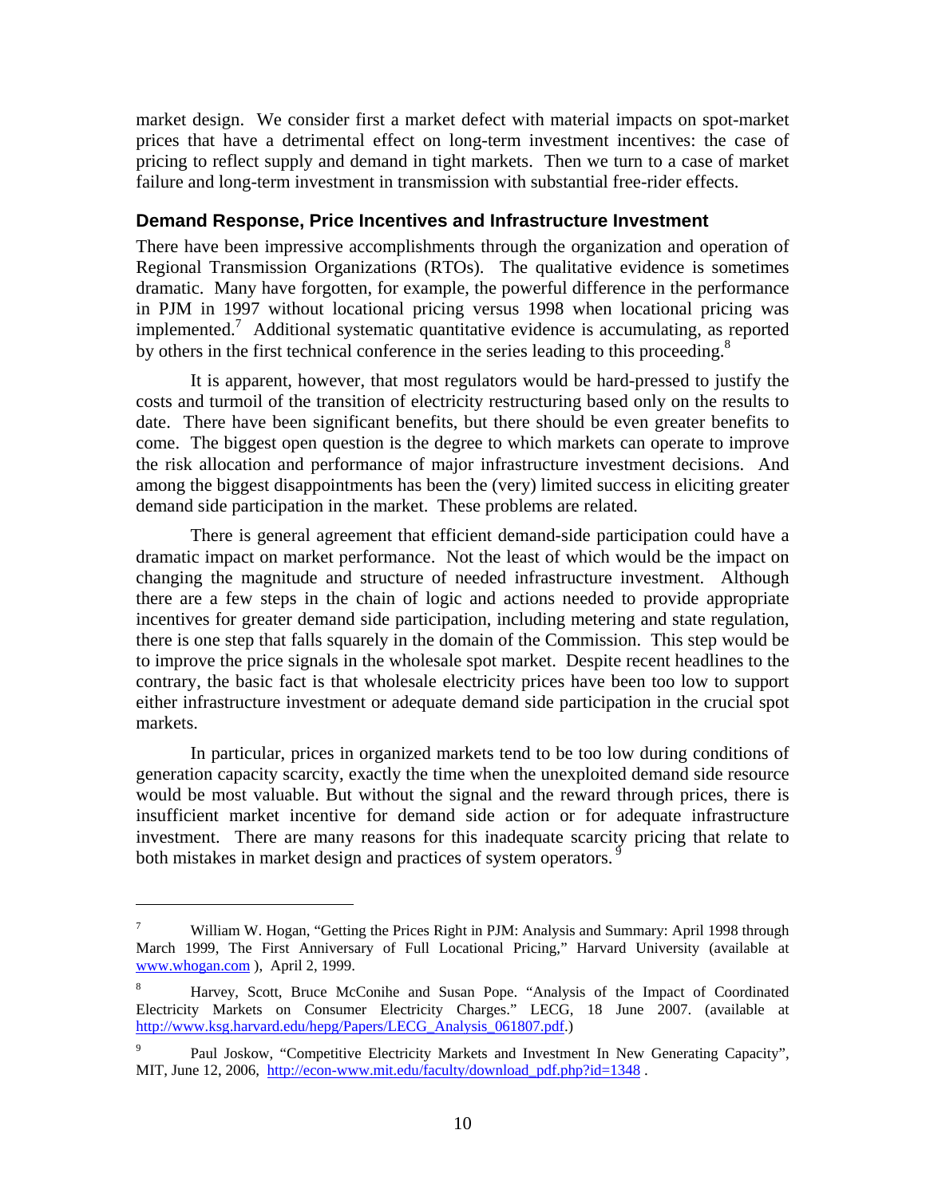market design. We consider first a market defect with material impacts on spot-market prices that have a detrimental effect on long-term investment incentives: the case of pricing to reflect supply and demand in tight markets. Then we turn to a case of market failure and long-term investment in transmission with substantial free-rider effects.

## Demand Response, Price Incentives and Infrastructure Investment

There have been impressive accomplishments through the organization and operation of Regional Transmission Organizations (RTOs). The qualitative evidence is sometimes dramatic. Many have forgotten, for example, the powerful difference in the performance in PJM in 1997 without locational pricing versus 1998 when locational pricing was implemented.[7] Additional systematic quantitative evidence is accumulating, as reported by others in the first technical conference in the series leading to this proceeding.[8]

It is apparent, however, that most regulators would be hard-pressed to justify the costs and turmoil of the transition of electricity restructuring based only on the results to date. There have been significant benefits, but there should be even greater benefits to come. The biggest open question is the degree to which markets can operate to improve the risk allocation and performance of major infrastructure investment decisions. And among the biggest disappointments has been the (very) limited success in eliciting greater demand side participation in the market. These problems are related.

There is general agreement that efficient demand-side participation could have a dramatic impact on market performance. Not the least of which would be the impact on changing the magnitude and structure of needed infrastructure investment. Although there are a few steps in the chain of logic and actions needed to provide appropriate incentives for greater demand side participation, including metering and state regulation, there is one step that falls squarely in the domain of the Commission. This step would be to improve the price signals in the wholesale spot market. Despite recent headlines to the contrary, the basic fact is that wholesale electricity prices have been too low to support either infrastructure investment or adequate demand side participation in the crucial spot markets.

In particular, prices in organized markets tend to be too low during conditions of generation capacity scarcity, exactly the time when the unexploited demand side resource would be most valuable. But without the signal and the reward through prices, there is insufficient market incentive for demand side action or for adequate infrastructure investment. There are many reasons for this inadequate scarcity pricing that relate to both mistakes in market design and practices of system operators.[9]

---

[7] William W. Hogan, "Getting the Prices Right in PJM: Analysis and Summary: April 1998 through March 1999, The First Anniversary of Full Locational Pricing," Harvard University (available at www.whogan.com ), April 2, 1999.

[8] Harvey, Scott, Bruce McConihe and Susan Pope. "Analysis of the Impact of Coordinated Electricity Markets on Consumer Electricity Charges." LECG, 18 June 2007. (available at http://www.ksg.harvard.edu/hepg/Papers/LECG_Analysis_061807.pdf.)

[9] Paul Joskow, "Competitive Electricity Markets and Investment In New Generating Capacity", MIT, June 12, 2006, http://econ-www.mit.edu/faculty/download_pdf.php?id=1348 .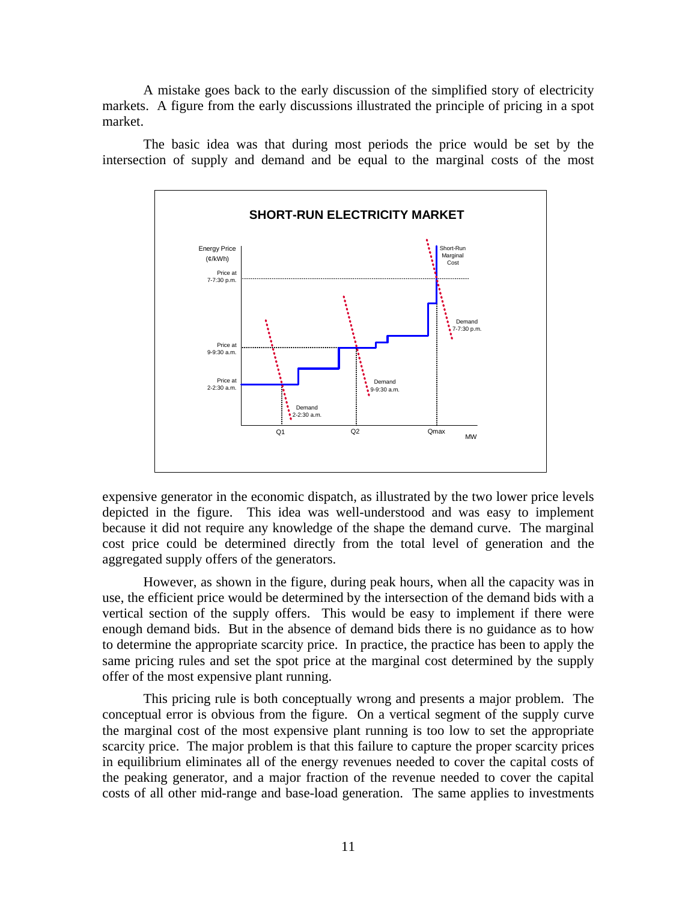A mistake goes back to the early discussion of the simplified story of electricity markets. A figure from the early discussions illustrated the principle of pricing in a spot market.

The basic idea was that during most periods the price would be set by the intersection of supply and demand and be equal to the marginal costs of the most expensive generator in the economic dispatch, as illustrated by the two lower price levels depicted in the figure. This idea was well-understood and was easy to implement because it did not require any knowledge of the shape the demand curve. The marginal cost price could be determined directly from the total level of generation and the aggregated supply offers of the generators.

However, as shown in the figure, during peak hours, when all the capacity was in use, the efficient price would be determined by the intersection of the demand bids with a vertical section of the supply offers. This would be easy to implement if there were enough demand bids. But in the absence of demand bids there is no guidance as to how to determine the appropriate scarcity price. In practice, the practice has been to apply the same pricing rules and set the spot price at the marginal cost determined by the supply offer of the most expensive plant running.

This pricing rule is both conceptually wrong and presents a major problem. The conceptual error is obvious from the figure. On a vertical segment of the supply curve the marginal cost of the most expensive plant running is too low to set the appropriate scarcity price. The major problem is that this failure to capture the proper scarcity prices in equilibrium eliminates all of the energy revenues needed to cover the capital costs of the peaking generator, and a major fraction of the revenue needed to cover the capital costs of all other mid-range and base-load generation. The same applies to investments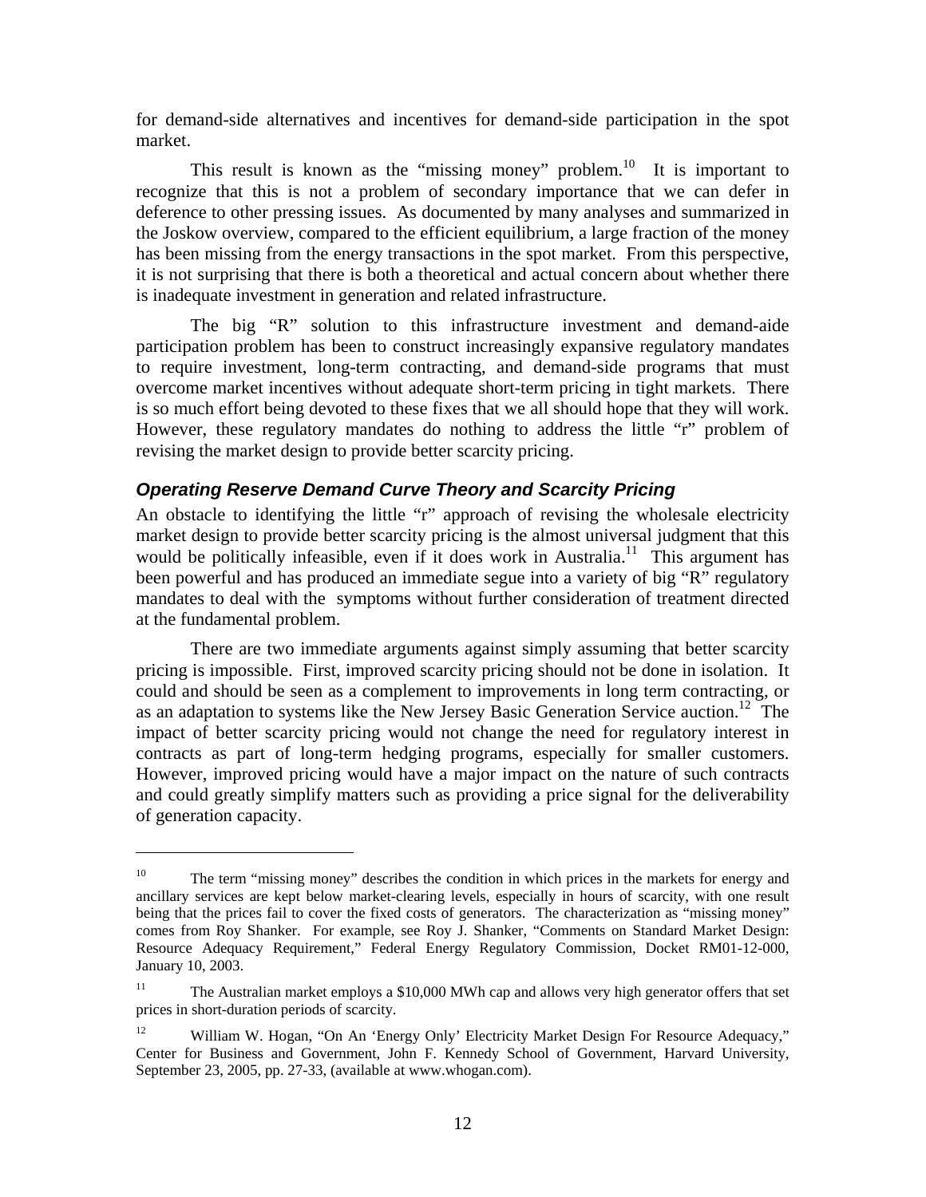for demand-side alternatives and incentives for demand-side participation in the spot market.

This result is known as the "missing money" problem.[10] It is important to recognize that this is not a problem of secondary importance that we can defer in deference to other pressing issues. As documented by many analyses and summarized in the Joskow overview, compared to the efficient equilibrium, a large fraction of the money has been missing from the energy transactions in the spot market. From this perspective, it is not surprising that there is both a theoretical and actual concern about whether there is inadequate investment in generation and related infrastructure.

The big "R" solution to this infrastructure investment and demand-aide participation problem has been to construct increasingly expansive regulatory mandates to require investment, long-term contracting, and demand-side programs that must overcome market incentives without adequate short-term pricing in tight markets. There is so much effort being devoted to these fixes that we all should hope that they will work. However, these regulatory mandates do nothing to address the little "r" problem of revising the market design to provide better scarcity pricing.

### *Operating Reserve Demand Curve Theory and Scarcity Pricing*

An obstacle to identifying the little "r" approach of revising the wholesale electricity market design to provide better scarcity pricing is the almost universal judgment that this would be politically infeasible, even if it does work in Australia.[11] This argument has been powerful and has produced an immediate segue into a variety of big "R" regulatory mandates to deal with the symptoms without further consideration of treatment directed at the fundamental problem.

There are two immediate arguments against simply assuming that better scarcity pricing is impossible. First, improved scarcity pricing should not be done in isolation. It could and should be seen as a complement to improvements in long term contracting, or as an adaptation to systems like the New Jersey Basic Generation Service auction.[12] The impact of better scarcity pricing would not change the need for regulatory interest in contracts as part of long-term hedging programs, especially for smaller customers. However, improved pricing would have a major impact on the nature of such contracts and could greatly simplify matters such as providing a price signal for the deliverability of generation capacity.

---

[10] The term "missing money" describes the condition in which prices in the markets for energy and ancillary services are kept below market-clearing levels, especially in hours of scarcity, with one result being that the prices fail to cover the fixed costs of generators. The characterization as "missing money" comes from Roy Shanker. For example, see Roy J. Shanker, "Comments on Standard Market Design: Resource Adequacy Requirement," Federal Energy Regulatory Commission, Docket RM01-12-000, January 10, 2003.

[11] The Australian market employs a $10,000 MWh cap and allows very high generator offers that set prices in short-duration periods of scarcity.

[12] William W. Hogan, "On An 'Energy Only' Electricity Market Design For Resource Adequacy," Center for Business and Government, John F. Kennedy School of Government, Harvard University, September 23, 2005, pp. 27-33, (available at www.whogan.com).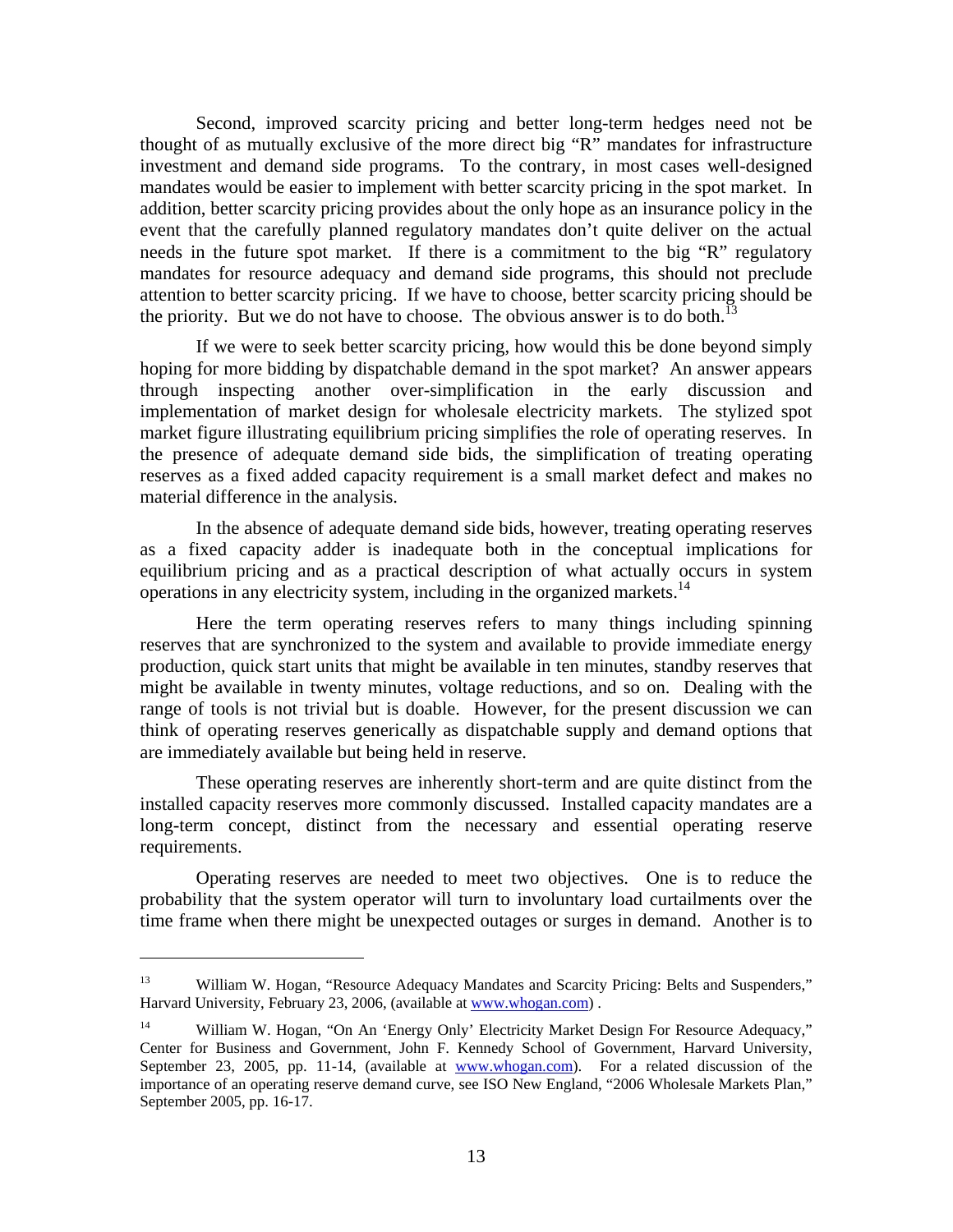Second, improved scarcity pricing and better long-term hedges need not be thought of as mutually exclusive of the more direct big "R" mandates for infrastructure investment and demand side programs. To the contrary, in most cases well-designed mandates would be easier to implement with better scarcity pricing in the spot market. In addition, better scarcity pricing provides about the only hope as an insurance policy in the event that the carefully planned regulatory mandates don't quite deliver on the actual needs in the future spot market. If there is a commitment to the big "R" regulatory mandates for resource adequacy and demand side programs, this should not preclude attention to better scarcity pricing. If we have to choose, better scarcity pricing should be the priority. But we do not have to choose. The obvious answer is to do both.[13]

If we were to seek better scarcity pricing, how would this be done beyond simply hoping for more bidding by dispatchable demand in the spot market? An answer appears through inspecting another over-simplification in the early discussion and implementation of market design for wholesale electricity markets. The stylized spot market figure illustrating equilibrium pricing simplifies the role of operating reserves. In the presence of adequate demand side bids, the simplification of treating operating reserves as a fixed added capacity requirement is a small market defect and makes no material difference in the analysis.

In the absence of adequate demand side bids, however, treating operating reserves as a fixed capacity adder is inadequate both in the conceptual implications for equilibrium pricing and as a practical description of what actually occurs in system operations in any electricity system, including in the organized markets.[14]

Here the term operating reserves refers to many things including spinning reserves that are synchronized to the system and available to provide immediate energy production, quick start units that might be available in ten minutes, standby reserves that might be available in twenty minutes, voltage reductions, and so on. Dealing with the range of tools is not trivial but is doable. However, for the present discussion we can think of operating reserves generically as dispatchable supply and demand options that are immediately available but being held in reserve.

These operating reserves are inherently short-term and are quite distinct from the installed capacity reserves more commonly discussed. Installed capacity mandates are a long-term concept, distinct from the necessary and essential operating reserve requirements.

Operating reserves are needed to meet two objectives. One is to reduce the probability that the system operator will turn to involuntary load curtailments over the time frame when there might be unexpected outages or surges in demand. Another is to

---

[13] William W. Hogan, "Resource Adequacy Mandates and Scarcity Pricing: Belts and Suspenders," Harvard University, February 23, 2006, (available at www.whogan.com) .

[14] William W. Hogan, "On An 'Energy Only' Electricity Market Design For Resource Adequacy," Center for Business and Government, John F. Kennedy School of Government, Harvard University, September 23, 2005, pp. 11-14, (available at www.whogan.com). For a related discussion of the importance of an operating reserve demand curve, see ISO New England, "2006 Wholesale Markets Plan," September 2005, pp. 16-17.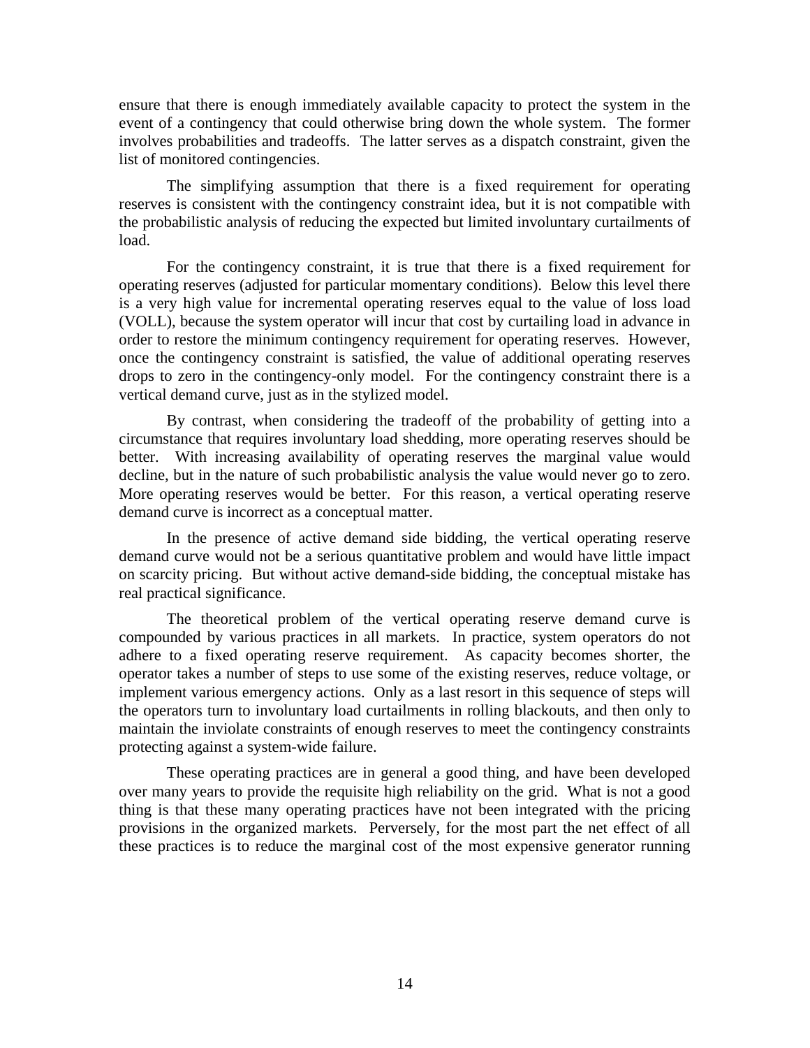ensure that there is enough immediately available capacity to protect the system in the event of a contingency that could otherwise bring down the whole system. The former involves probabilities and tradeoffs. The latter serves as a dispatch constraint, given the list of monitored contingencies.

The simplifying assumption that there is a fixed requirement for operating reserves is consistent with the contingency constraint idea, but it is not compatible with the probabilistic analysis of reducing the expected but limited involuntary curtailments of load.

For the contingency constraint, it is true that there is a fixed requirement for operating reserves (adjusted for particular momentary conditions). Below this level there is a very high value for incremental operating reserves equal to the value of loss load (VOLL), because the system operator will incur that cost by curtailing load in advance in order to restore the minimum contingency requirement for operating reserves. However, once the contingency constraint is satisfied, the value of additional operating reserves drops to zero in the contingency-only model. For the contingency constraint there is a vertical demand curve, just as in the stylized model.

By contrast, when considering the tradeoff of the probability of getting into a circumstance that requires involuntary load shedding, more operating reserves should be better. With increasing availability of operating reserves the marginal value would decline, but in the nature of such probabilistic analysis the value would never go to zero. More operating reserves would be better. For this reason, a vertical operating reserve demand curve is incorrect as a conceptual matter.

In the presence of active demand side bidding, the vertical operating reserve demand curve would not be a serious quantitative problem and would have little impact on scarcity pricing. But without active demand-side bidding, the conceptual mistake has real practical significance.

The theoretical problem of the vertical operating reserve demand curve is compounded by various practices in all markets. In practice, system operators do not adhere to a fixed operating reserve requirement. As capacity becomes shorter, the operator takes a number of steps to use some of the existing reserves, reduce voltage, or implement various emergency actions. Only as a last resort in this sequence of steps will the operators turn to involuntary load curtailments in rolling blackouts, and then only to maintain the inviolate constraints of enough reserves to meet the contingency constraints protecting against a system-wide failure.

These operating practices are in general a good thing, and have been developed over many years to provide the requisite high reliability on the grid. What is not a good thing is that these many operating practices have not been integrated with the pricing provisions in the organized markets. Perversely, for the most part the net effect of all these practices is to reduce the marginal cost of the most expensive generator running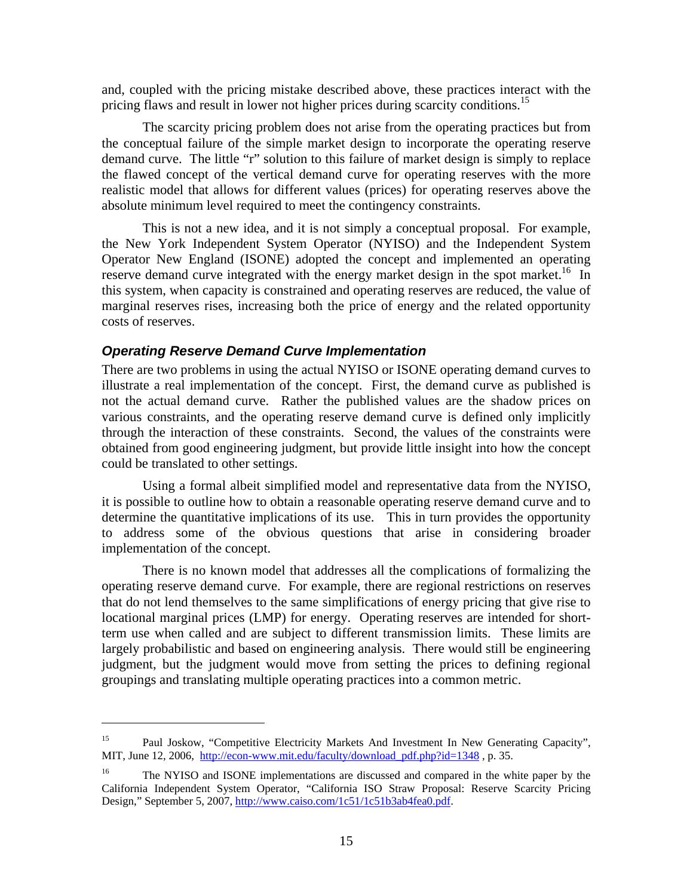and, coupled with the pricing mistake described above, these practices interact with the pricing flaws and result in lower not higher prices during scarcity conditions.[15]

The scarcity pricing problem does not arise from the operating practices but from the conceptual failure of the simple market design to incorporate the operating reserve demand curve. The little "r" solution to this failure of market design is simply to replace the flawed concept of the vertical demand curve for operating reserves with the more realistic model that allows for different values (prices) for operating reserves above the absolute minimum level required to meet the contingency constraints.

This is not a new idea, and it is not simply a conceptual proposal. For example, the New York Independent System Operator (NYISO) and the Independent System Operator New England (ISONE) adopted the concept and implemented an operating reserve demand curve integrated with the energy market design in the spot market.[16] In this system, when capacity is constrained and operating reserves are reduced, the value of marginal reserves rises, increasing both the price of energy and the related opportunity costs of reserves.

### *Operating Reserve Demand Curve Implementation*

There are two problems in using the actual NYISO or ISONE operating demand curves to illustrate a real implementation of the concept. First, the demand curve as published is not the actual demand curve. Rather the published values are the shadow prices on various constraints, and the operating reserve demand curve is defined only implicitly through the interaction of these constraints. Second, the values of the constraints were obtained from good engineering judgment, but provide little insight into how the concept could be translated to other settings.

Using a formal albeit simplified model and representative data from the NYISO, it is possible to outline how to obtain a reasonable operating reserve demand curve and to determine the quantitative implications of its use. This in turn provides the opportunity to address some of the obvious questions that arise in considering broader implementation of the concept.

There is no known model that addresses all the complications of formalizing the operating reserve demand curve. For example, there are regional restrictions on reserves that do not lend themselves to the same simplifications of energy pricing that give rise to locational marginal prices (LMP) for energy. Operating reserves are intended for short-term use when called and are subject to different transmission limits. These limits are largely probabilistic and based on engineering analysis. There would still be engineering judgment, but the judgment would move from setting the prices to defining regional groupings and translating multiple operating practices into a common metric.

---

[15] Paul Joskow, "Competitive Electricity Markets And Investment In New Generating Capacity", MIT, June 12, 2006, http://econ-www.mit.edu/faculty/download_pdf.php?id=1348 , p. 35.

[16] The NYISO and ISONE implementations are discussed and compared in the white paper by the California Independent System Operator, "California ISO Straw Proposal: Reserve Scarcity Pricing Design," September 5, 2007, http://www.caiso.com/1c51/1c51b3ab4fea0.pdf.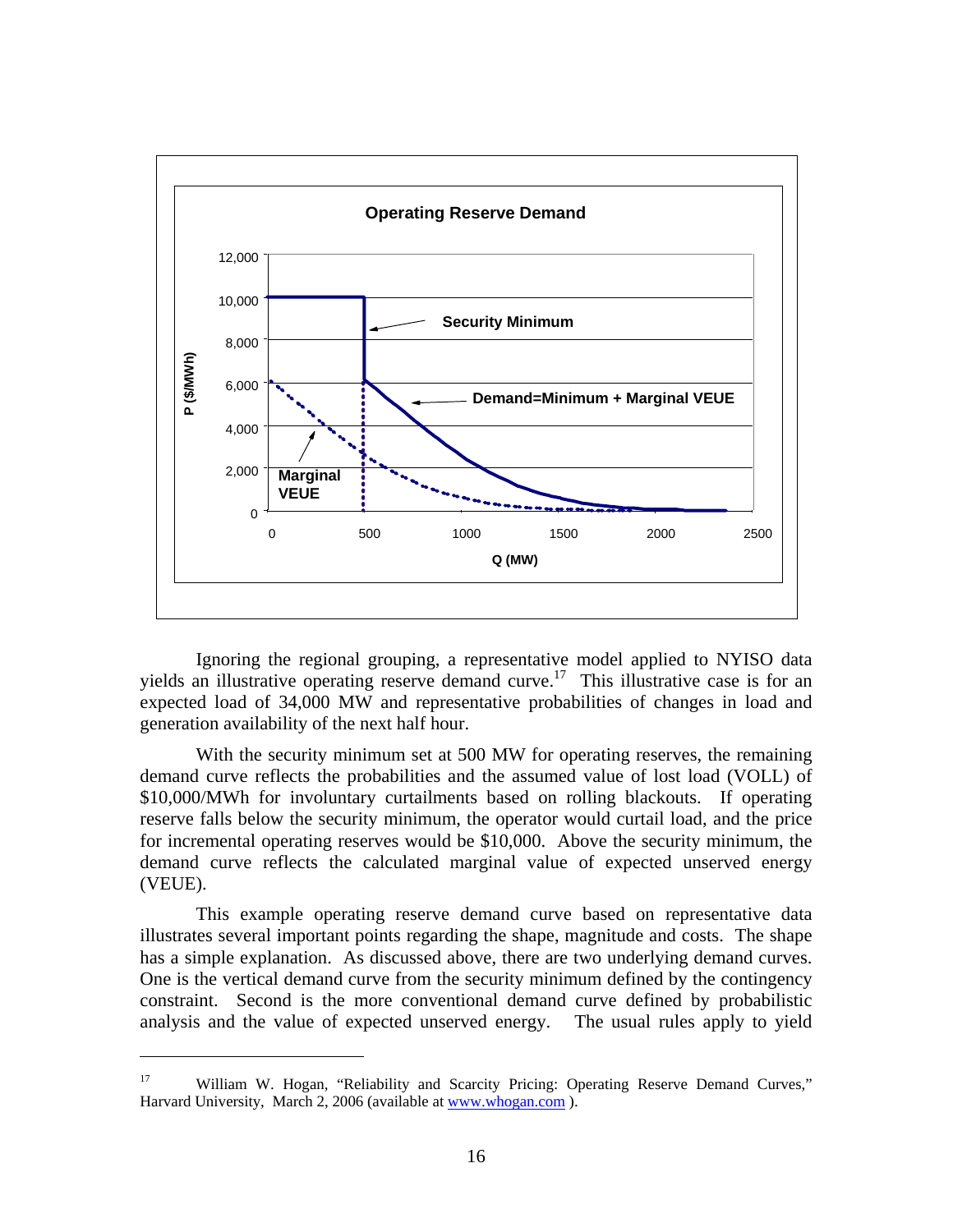Ignoring the regional grouping, a representative model applied to NYISO data yields an illustrative operating reserve demand curve.[17] This illustrative case is for an expected load of 34,000 MW and representative probabilities of changes in load and generation availability of the next half hour.

With the security minimum set at 500 MW for operating reserves, the remaining demand curve reflects the probabilities and the assumed value of lost load (VOLL) of \$10,000/MWh for involuntary curtailments based on rolling blackouts. If operating reserve falls below the security minimum, the operator would curtail load, and the price for incremental operating reserves would be \$10,000. Above the security minimum, the demand curve reflects the calculated marginal value of expected unserved energy (VEUE).

This example operating reserve demand curve based on representative data illustrates several important points regarding the shape, magnitude and costs. The shape has a simple explanation. As discussed above, there are two underlying demand curves. One is the vertical demand curve from the security minimum defined by the contingency constraint. Second is the more conventional demand curve defined by probabilistic analysis and the value of expected unserved energy. The usual rules apply to yield

[17] William W. Hogan, "Reliability and Scarcity Pricing: Operating Reserve Demand Curves," Harvard University, March 2, 2006 (available at www.whogan.com ).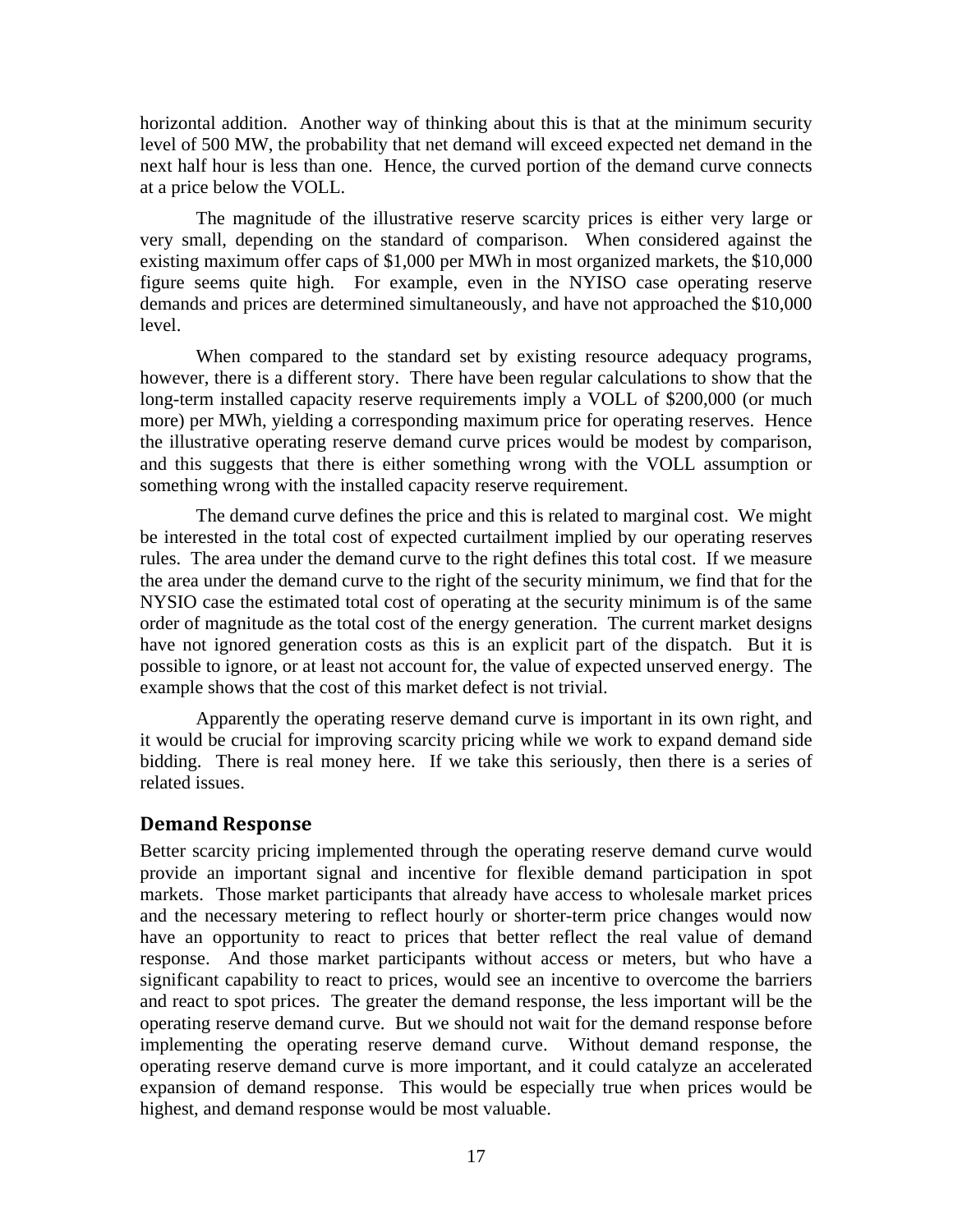horizontal addition. Another way of thinking about this is that at the minimum security level of 500 MW, the probability that net demand will exceed expected net demand in the next half hour is less than one. Hence, the curved portion of the demand curve connects at a price below the VOLL.

The magnitude of the illustrative reserve scarcity prices is either very large or very small, depending on the standard of comparison. When considered against the existing maximum offer caps of $1,000 per MWh in most organized markets, the $10,000 figure seems quite high. For example, even in the NYISO case operating reserve demands and prices are determined simultaneously, and have not approached the $10,000 level.

When compared to the standard set by existing resource adequacy programs, however, there is a different story. There have been regular calculations to show that the long-term installed capacity reserve requirements imply a VOLL of $200,000 (or much more) per MWh, yielding a corresponding maximum price for operating reserves. Hence the illustrative operating reserve demand curve prices would be modest by comparison, and this suggests that there is either something wrong with the VOLL assumption or something wrong with the installed capacity reserve requirement.

The demand curve defines the price and this is related to marginal cost. We might be interested in the total cost of expected curtailment implied by our operating reserves rules. The area under the demand curve to the right defines this total cost. If we measure the area under the demand curve to the right of the security minimum, we find that for the NYSIO case the estimated total cost of operating at the security minimum is of the same order of magnitude as the total cost of the energy generation. The current market designs have not ignored generation costs as this is an explicit part of the dispatch. But it is possible to ignore, or at least not account for, the value of expected unserved energy. The example shows that the cost of this market defect is not trivial.

Apparently the operating reserve demand curve is important in its own right, and it would be crucial for improving scarcity pricing while we work to expand demand side bidding. There is real money here. If we take this seriously, then there is a series of related issues.

## Demand Response

Better scarcity pricing implemented through the operating reserve demand curve would provide an important signal and incentive for flexible demand participation in spot markets. Those market participants that already have access to wholesale market prices and the necessary metering to reflect hourly or shorter-term price changes would now have an opportunity to react to prices that better reflect the real value of demand response. And those market participants without access or meters, but who have a significant capability to react to prices, would see an incentive to overcome the barriers and react to spot prices. The greater the demand response, the less important will be the operating reserve demand curve. But we should not wait for the demand response before implementing the operating reserve demand curve. Without demand response, the operating reserve demand curve is more important, and it could catalyze an accelerated expansion of demand response. This would be especially true when prices would be highest, and demand response would be most valuable.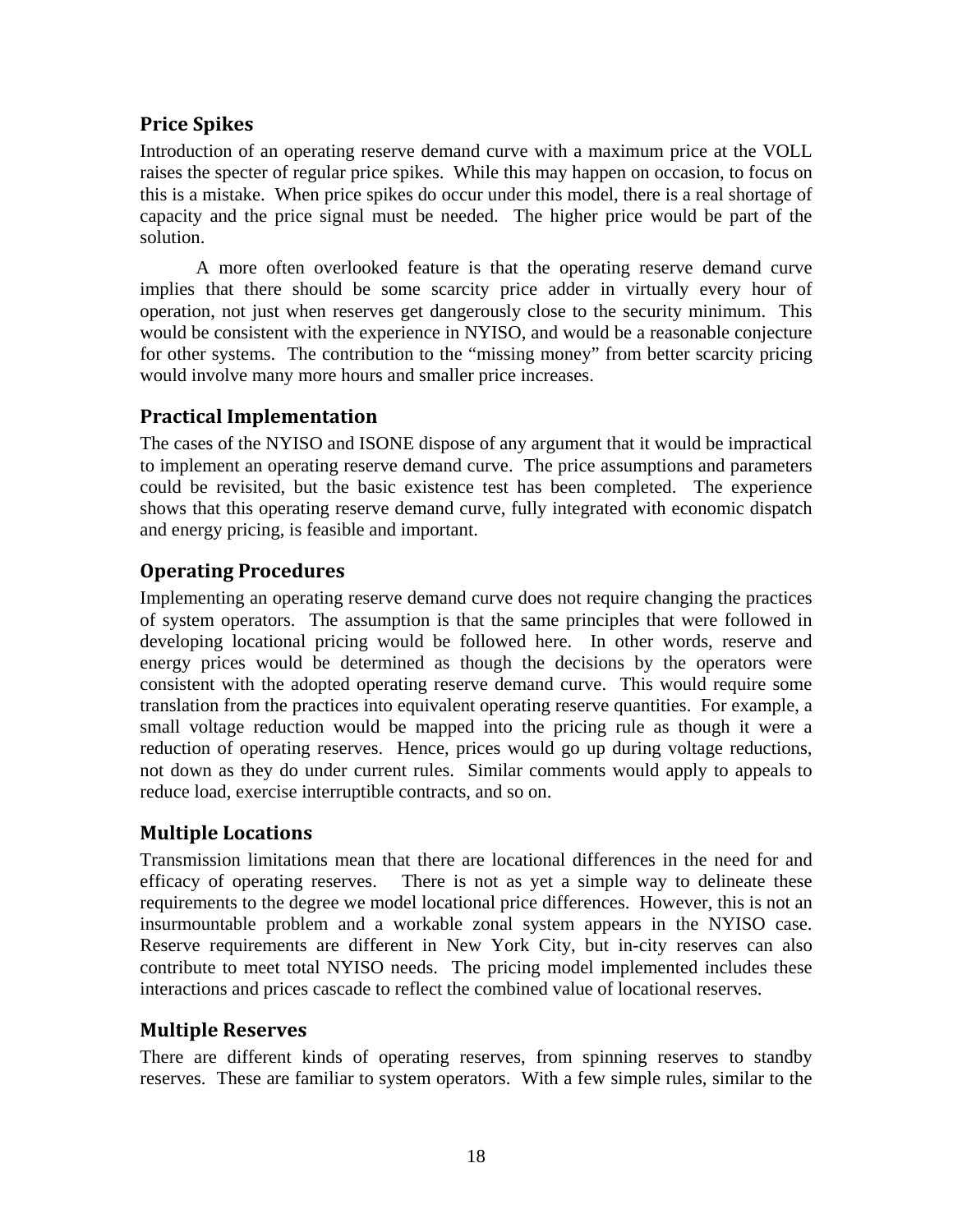## Price Spikes

Introduction of an operating reserve demand curve with a maximum price at the VOLL raises the specter of regular price spikes. While this may happen on occasion, to focus on this is a mistake. When price spikes do occur under this model, there is a real shortage of capacity and the price signal must be needed. The higher price would be part of the solution.

A more often overlooked feature is that the operating reserve demand curve implies that there should be some scarcity price adder in virtually every hour of operation, not just when reserves get dangerously close to the security minimum. This would be consistent with the experience in NYISO, and would be a reasonable conjecture for other systems. The contribution to the "missing money" from better scarcity pricing would involve many more hours and smaller price increases.

## Practical Implementation

The cases of the NYISO and ISONE dispose of any argument that it would be impractical to implement an operating reserve demand curve. The price assumptions and parameters could be revisited, but the basic existence test has been completed. The experience shows that this operating reserve demand curve, fully integrated with economic dispatch and energy pricing, is feasible and important.

## Operating Procedures

Implementing an operating reserve demand curve does not require changing the practices of system operators. The assumption is that the same principles that were followed in developing locational pricing would be followed here. In other words, reserve and energy prices would be determined as though the decisions by the operators were consistent with the adopted operating reserve demand curve. This would require some translation from the practices into equivalent operating reserve quantities. For example, a small voltage reduction would be mapped into the pricing rule as though it were a reduction of operating reserves. Hence, prices would go up during voltage reductions, not down as they do under current rules. Similar comments would apply to appeals to reduce load, exercise interruptible contracts, and so on.

## Multiple Locations

Transmission limitations mean that there are locational differences in the need for and efficacy of operating reserves. There is not as yet a simple way to delineate these requirements to the degree we model locational price differences. However, this is not an insurmountable problem and a workable zonal system appears in the NYISO case. Reserve requirements are different in New York City, but in-city reserves can also contribute to meet total NYISO needs. The pricing model implemented includes these interactions and prices cascade to reflect the combined value of locational reserves.

## Multiple Reserves

There are different kinds of operating reserves, from spinning reserves to standby reserves. These are familiar to system operators. With a few simple rules, similar to the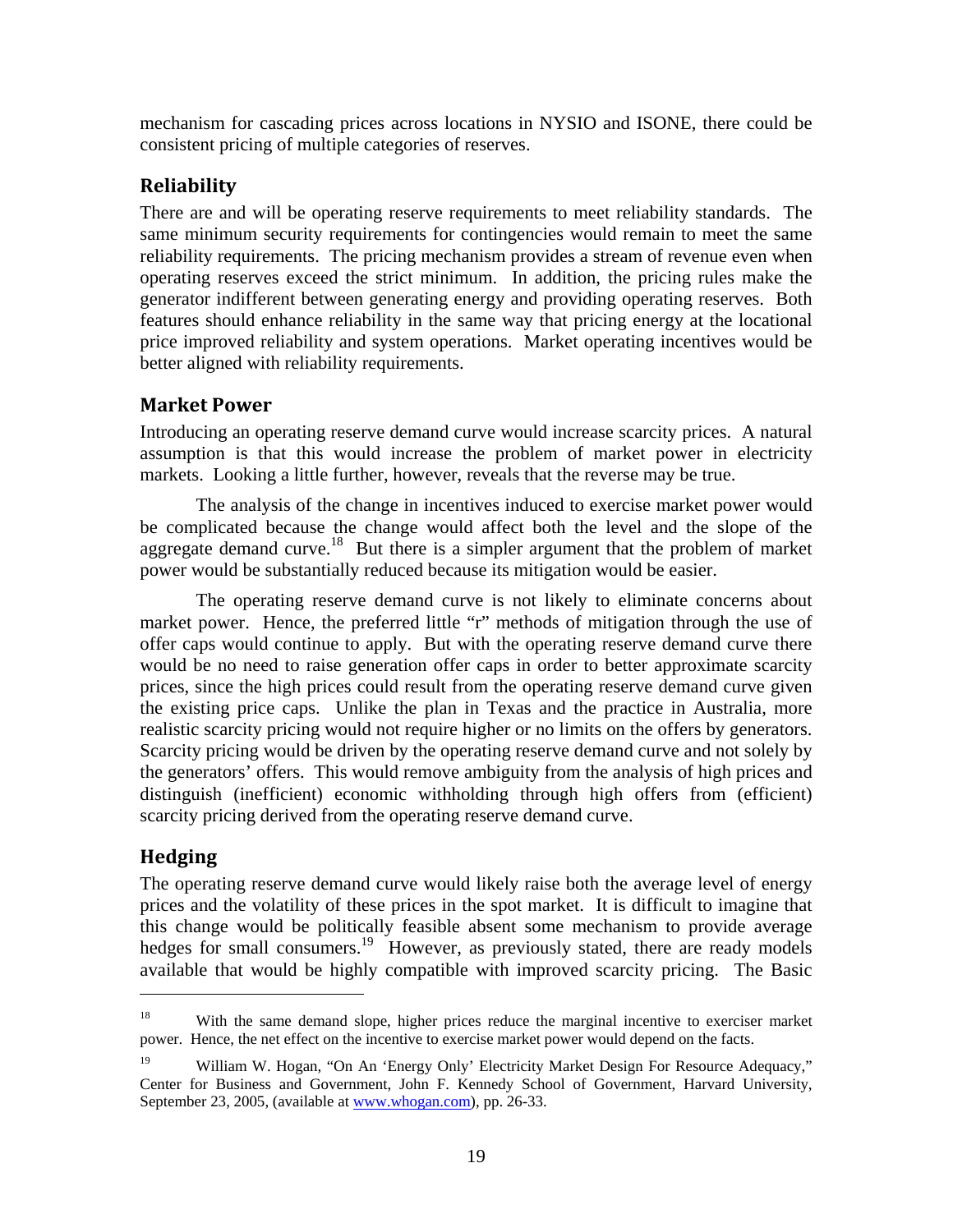mechanism for cascading prices across locations in NYSIO and ISONE, there could be consistent pricing of multiple categories of reserves.

## Reliability

There are and will be operating reserve requirements to meet reliability standards. The same minimum security requirements for contingencies would remain to meet the same reliability requirements. The pricing mechanism provides a stream of revenue even when operating reserves exceed the strict minimum. In addition, the pricing rules make the generator indifferent between generating energy and providing operating reserves. Both features should enhance reliability in the same way that pricing energy at the locational price improved reliability and system operations. Market operating incentives would be better aligned with reliability requirements.

## Market Power

Introducing an operating reserve demand curve would increase scarcity prices. A natural assumption is that this would increase the problem of market power in electricity markets. Looking a little further, however, reveals that the reverse may be true.

The analysis of the change in incentives induced to exercise market power would be complicated because the change would affect both the level and the slope of the aggregate demand curve.[18] But there is a simpler argument that the problem of market power would be substantially reduced because its mitigation would be easier.

The operating reserve demand curve is not likely to eliminate concerns about market power. Hence, the preferred little "r" methods of mitigation through the use of offer caps would continue to apply. But with the operating reserve demand curve there would be no need to raise generation offer caps in order to better approximate scarcity prices, since the high prices could result from the operating reserve demand curve given the existing price caps. Unlike the plan in Texas and the practice in Australia, more realistic scarcity pricing would not require higher or no limits on the offers by generators. Scarcity pricing would be driven by the operating reserve demand curve and not solely by the generators' offers. This would remove ambiguity from the analysis of high prices and distinguish (inefficient) economic withholding through high offers from (efficient) scarcity pricing derived from the operating reserve demand curve.

## Hedging

The operating reserve demand curve would likely raise both the average level of energy prices and the volatility of these prices in the spot market. It is difficult to imagine that this change would be politically feasible absent some mechanism to provide average hedges for small consumers.[19] However, as previously stated, there are ready models available that would be highly compatible with improved scarcity pricing. The Basic

---

[18] With the same demand slope, higher prices reduce the marginal incentive to exerciser market power. Hence, the net effect on the incentive to exercise market power would depend on the facts.

[19] William W. Hogan, "On An 'Energy Only' Electricity Market Design For Resource Adequacy," Center for Business and Government, John F. Kennedy School of Government, Harvard University, September 23, 2005, (available at www.whogan.com), pp. 26-33.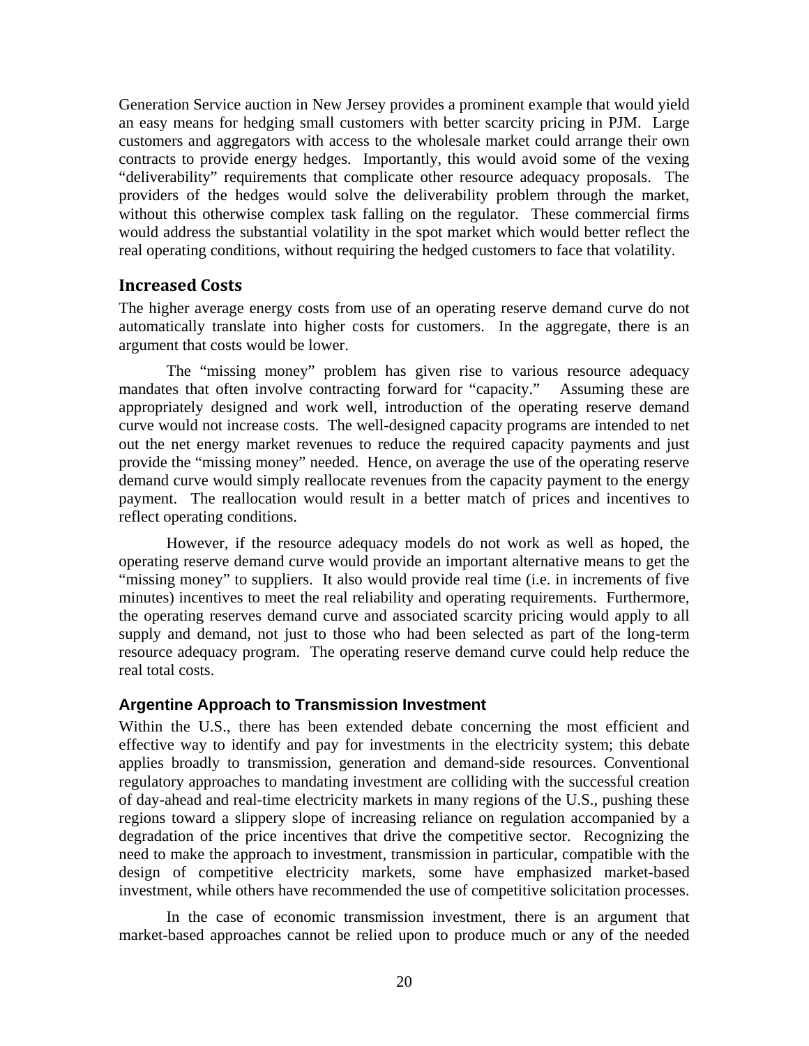Generation Service auction in New Jersey provides a prominent example that would yield an easy means for hedging small customers with better scarcity pricing in PJM. Large customers and aggregators with access to the wholesale market could arrange their own contracts to provide energy hedges. Importantly, this would avoid some of the vexing "deliverability" requirements that complicate other resource adequacy proposals. The providers of the hedges would solve the deliverability problem through the market, without this otherwise complex task falling on the regulator. These commercial firms would address the substantial volatility in the spot market which would better reflect the real operating conditions, without requiring the hedged customers to face that volatility.

## Increased Costs

The higher average energy costs from use of an operating reserve demand curve do not automatically translate into higher costs for customers. In the aggregate, there is an argument that costs would be lower.

The "missing money" problem has given rise to various resource adequacy mandates that often involve contracting forward for "capacity." Assuming these are appropriately designed and work well, introduction of the operating reserve demand curve would not increase costs. The well-designed capacity programs are intended to net out the net energy market revenues to reduce the required capacity payments and just provide the "missing money" needed. Hence, on average the use of the operating reserve demand curve would simply reallocate revenues from the capacity payment to the energy payment. The reallocation would result in a better match of prices and incentives to reflect operating conditions.

However, if the resource adequacy models do not work as well as hoped, the operating reserve demand curve would provide an important alternative means to get the "missing money" to suppliers. It also would provide real time (i.e. in increments of five minutes) incentives to meet the real reliability and operating requirements. Furthermore, the operating reserves demand curve and associated scarcity pricing would apply to all supply and demand, not just to those who had been selected as part of the long-term resource adequacy program. The operating reserve demand curve could help reduce the real total costs.

### Argentine Approach to Transmission Investment

Within the U.S., there has been extended debate concerning the most efficient and effective way to identify and pay for investments in the electricity system; this debate applies broadly to transmission, generation and demand-side resources. Conventional regulatory approaches to mandating investment are colliding with the successful creation of day-ahead and real-time electricity markets in many regions of the U.S., pushing these regions toward a slippery slope of increasing reliance on regulation accompanied by a degradation of the price incentives that drive the competitive sector. Recognizing the need to make the approach to investment, transmission in particular, compatible with the design of competitive electricity markets, some have emphasized market-based investment, while others have recommended the use of competitive solicitation processes.

In the case of economic transmission investment, there is an argument that market-based approaches cannot be relied upon to produce much or any of the needed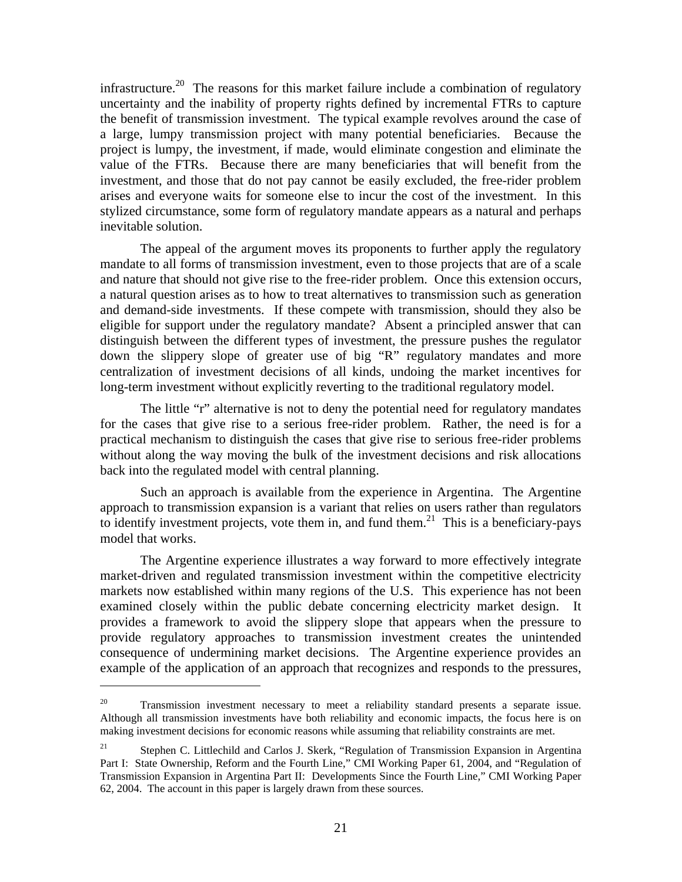infrastructure.[20] The reasons for this market failure include a combination of regulatory uncertainty and the inability of property rights defined by incremental FTRs to capture the benefit of transmission investment. The typical example revolves around the case of a large, lumpy transmission project with many potential beneficiaries. Because the project is lumpy, the investment, if made, would eliminate congestion and eliminate the value of the FTRs. Because there are many beneficiaries that will benefit from the investment, and those that do not pay cannot be easily excluded, the free-rider problem arises and everyone waits for someone else to incur the cost of the investment. In this stylized circumstance, some form of regulatory mandate appears as a natural and perhaps inevitable solution.

The appeal of the argument moves its proponents to further apply the regulatory mandate to all forms of transmission investment, even to those projects that are of a scale and nature that should not give rise to the free-rider problem. Once this extension occurs, a natural question arises as to how to treat alternatives to transmission such as generation and demand-side investments. If these compete with transmission, should they also be eligible for support under the regulatory mandate? Absent a principled answer that can distinguish between the different types of investment, the pressure pushes the regulator down the slippery slope of greater use of big "R" regulatory mandates and more centralization of investment decisions of all kinds, undoing the market incentives for long-term investment without explicitly reverting to the traditional regulatory model.

The little "r" alternative is not to deny the potential need for regulatory mandates for the cases that give rise to a serious free-rider problem. Rather, the need is for a practical mechanism to distinguish the cases that give rise to serious free-rider problems without along the way moving the bulk of the investment decisions and risk allocations back into the regulated model with central planning.

Such an approach is available from the experience in Argentina. The Argentine approach to transmission expansion is a variant that relies on users rather than regulators to identify investment projects, vote them in, and fund them.[21] This is a beneficiary-pays model that works.

The Argentine experience illustrates a way forward to more effectively integrate market-driven and regulated transmission investment within the competitive electricity markets now established within many regions of the U.S. This experience has not been examined closely within the public debate concerning electricity market design. It provides a framework to avoid the slippery slope that appears when the pressure to provide regulatory approaches to transmission investment creates the unintended consequence of undermining market decisions. The Argentine experience provides an example of the application of an approach that recognizes and responds to the pressures,

---

[20] Transmission investment necessary to meet a reliability standard presents a separate issue. Although all transmission investments have both reliability and economic impacts, the focus here is on making investment decisions for economic reasons while assuming that reliability constraints are met.

[21] Stephen C. Littlechild and Carlos J. Skerk, "Regulation of Transmission Expansion in Argentina Part I: State Ownership, Reform and the Fourth Line," CMI Working Paper 61, 2004, and "Regulation of Transmission Expansion in Argentina Part II: Developments Since the Fourth Line," CMI Working Paper 62, 2004. The account in this paper is largely drawn from these sources.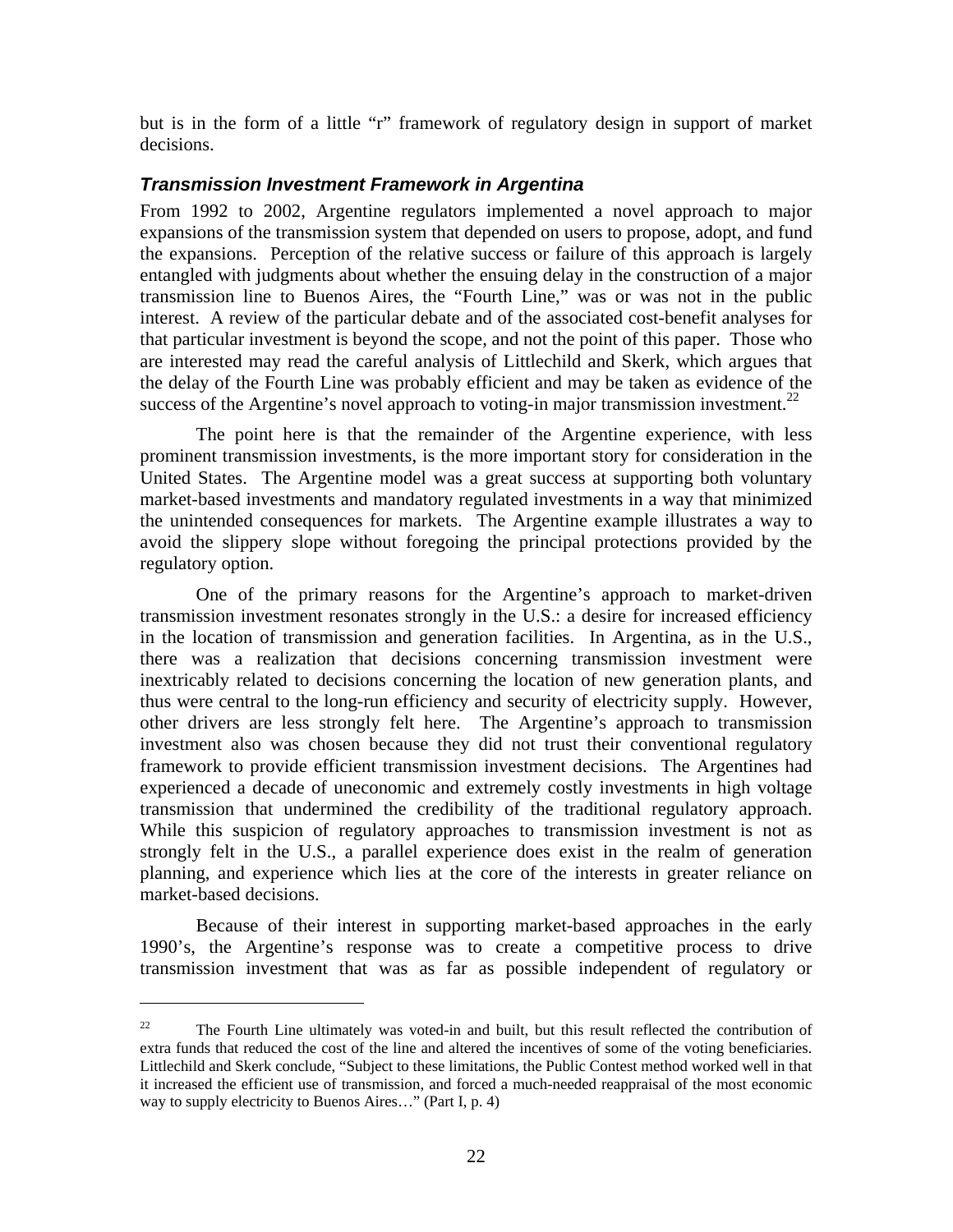but is in the form of a little "r" framework of regulatory design in support of market decisions.

### *Transmission Investment Framework in Argentina*

From 1992 to 2002, Argentine regulators implemented a novel approach to major expansions of the transmission system that depended on users to propose, adopt, and fund the expansions. Perception of the relative success or failure of this approach is largely entangled with judgments about whether the ensuing delay in the construction of a major transmission line to Buenos Aires, the "Fourth Line," was or was not in the public interest. A review of the particular debate and of the associated cost-benefit analyses for that particular investment is beyond the scope, and not the point of this paper. Those who are interested may read the careful analysis of Littlechild and Skerk, which argues that the delay of the Fourth Line was probably efficient and may be taken as evidence of the success of the Argentine's novel approach to voting-in major transmission investment.[22]

The point here is that the remainder of the Argentine experience, with less prominent transmission investments, is the more important story for consideration in the United States. The Argentine model was a great success at supporting both voluntary market-based investments and mandatory regulated investments in a way that minimized the unintended consequences for markets. The Argentine example illustrates a way to avoid the slippery slope without foregoing the principal protections provided by the regulatory option.

One of the primary reasons for the Argentine's approach to market-driven transmission investment resonates strongly in the U.S.: a desire for increased efficiency in the location of transmission and generation facilities. In Argentina, as in the U.S., there was a realization that decisions concerning transmission investment were inextricably related to decisions concerning the location of new generation plants, and thus were central to the long-run efficiency and security of electricity supply. However, other drivers are less strongly felt here. The Argentine's approach to transmission investment also was chosen because they did not trust their conventional regulatory framework to provide efficient transmission investment decisions. The Argentines had experienced a decade of uneconomic and extremely costly investments in high voltage transmission that undermined the credibility of the traditional regulatory approach. While this suspicion of regulatory approaches to transmission investment is not as strongly felt in the U.S., a parallel experience does exist in the realm of generation planning, and experience which lies at the core of the interests in greater reliance on market-based decisions.

Because of their interest in supporting market-based approaches in the early 1990's, the Argentine's response was to create a competitive process to drive transmission investment that was as far as possible independent of regulatory or

---

[22] The Fourth Line ultimately was voted-in and built, but this result reflected the contribution of extra funds that reduced the cost of the line and altered the incentives of some of the voting beneficiaries. Littlechild and Skerk conclude, "Subject to these limitations, the Public Contest method worked well in that it increased the efficient use of transmission, and forced a much-needed reappraisal of the most economic way to supply electricity to Buenos Aires…" (Part I, p. 4)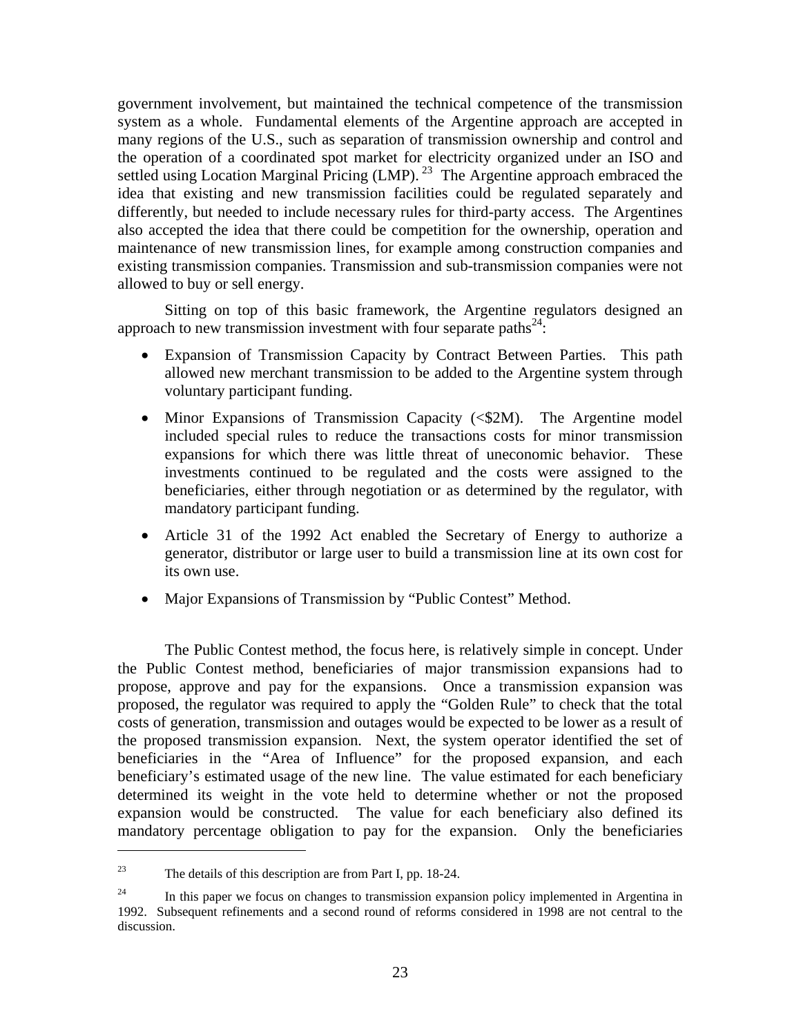government involvement, but maintained the technical competence of the transmission system as a whole. Fundamental elements of the Argentine approach are accepted in many regions of the U.S., such as separation of transmission ownership and control and the operation of a coordinated spot market for electricity organized under an ISO and settled using Location Marginal Pricing (LMP).[23] The Argentine approach embraced the idea that existing and new transmission facilities could be regulated separately and differently, but needed to include necessary rules for third-party access. The Argentines also accepted the idea that there could be competition for the ownership, operation and maintenance of new transmission lines, for example among construction companies and existing transmission companies. Transmission and sub-transmission companies were not allowed to buy or sell energy.

Sitting on top of this basic framework, the Argentine regulators designed an approach to new transmission investment with four separate paths[24]:

- Expansion of Transmission Capacity by Contract Between Parties. This path allowed new merchant transmission to be added to the Argentine system through voluntary participant funding.
- Minor Expansions of Transmission Capacity (<$2M). The Argentine model included special rules to reduce the transactions costs for minor transmission expansions for which there was little threat of uneconomic behavior. These investments continued to be regulated and the costs were assigned to the beneficiaries, either through negotiation or as determined by the regulator, with mandatory participant funding.
- Article 31 of the 1992 Act enabled the Secretary of Energy to authorize a generator, distributor or large user to build a transmission line at its own cost for its own use.
- Major Expansions of Transmission by "Public Contest" Method.

The Public Contest method, the focus here, is relatively simple in concept. Under the Public Contest method, beneficiaries of major transmission expansions had to propose, approve and pay for the expansions. Once a transmission expansion was proposed, the regulator was required to apply the "Golden Rule" to check that the total costs of generation, transmission and outages would be expected to be lower as a result of the proposed transmission expansion. Next, the system operator identified the set of beneficiaries in the "Area of Influence" for the proposed expansion, and each beneficiary's estimated usage of the new line. The value estimated for each beneficiary determined its weight in the vote held to determine whether or not the proposed expansion would be constructed. The value for each beneficiary also defined its mandatory percentage obligation to pay for the expansion. Only the beneficiaries

---

[23] The details of this description are from Part I, pp. 18-24.

[24] In this paper we focus on changes to transmission expansion policy implemented in Argentina in 1992. Subsequent refinements and a second round of reforms considered in 1998 are not central to the discussion.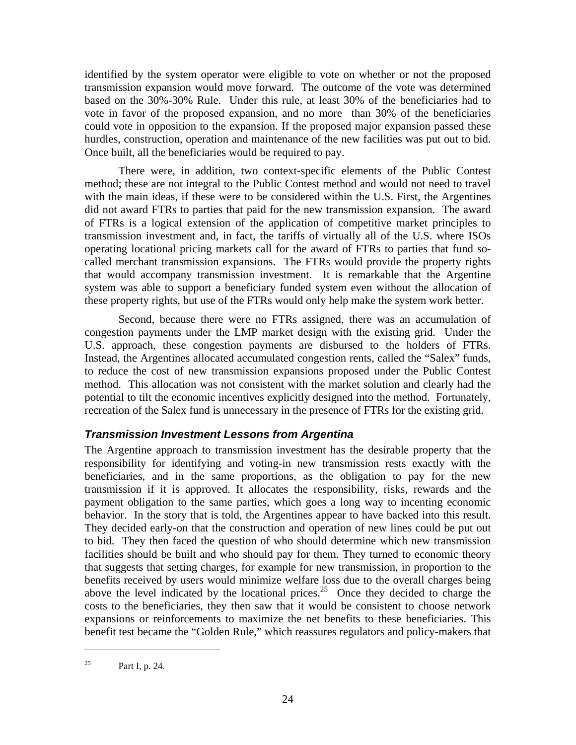identified by the system operator were eligible to vote on whether or not the proposed transmission expansion would move forward. The outcome of the vote was determined based on the 30%-30% Rule. Under this rule, at least 30% of the beneficiaries had to vote in favor of the proposed expansion, and no more than 30% of the beneficiaries could vote in opposition to the expansion. If the proposed major expansion passed these hurdles, construction, operation and maintenance of the new facilities was put out to bid. Once built, all the beneficiaries would be required to pay.

There were, in addition, two context-specific elements of the Public Contest method; these are not integral to the Public Contest method and would not need to travel with the main ideas, if these were to be considered within the U.S. First, the Argentines did not award FTRs to parties that paid for the new transmission expansion. The award of FTRs is a logical extension of the application of competitive market principles to transmission investment and, in fact, the tariffs of virtually all of the U.S. where ISOs operating locational pricing markets call for the award of FTRs to parties that fund so-called merchant transmission expansions. The FTRs would provide the property rights that would accompany transmission investment. It is remarkable that the Argentine system was able to support a beneficiary funded system even without the allocation of these property rights, but use of the FTRs would only help make the system work better.

Second, because there were no FTRs assigned, there was an accumulation of congestion payments under the LMP market design with the existing grid. Under the U.S. approach, these congestion payments are disbursed to the holders of FTRs. Instead, the Argentines allocated accumulated congestion rents, called the "Salex" funds, to reduce the cost of new transmission expansions proposed under the Public Contest method. This allocation was not consistent with the market solution and clearly had the potential to tilt the economic incentives explicitly designed into the method. Fortunately, recreation of the Salex fund is unnecessary in the presence of FTRs for the existing grid.

### *Transmission Investment Lessons from Argentina*

The Argentine approach to transmission investment has the desirable property that the responsibility for identifying and voting-in new transmission rests exactly with the beneficiaries, and in the same proportions, as the obligation to pay for the new transmission if it is approved. It allocates the responsibility, risks, rewards and the payment obligation to the same parties, which goes a long way to incenting economic behavior. In the story that is told, the Argentines appear to have backed into this result. They decided early-on that the construction and operation of new lines could be put out to bid. They then faced the question of who should determine which new transmission facilities should be built and who should pay for them. They turned to economic theory that suggests that setting charges, for example for new transmission, in proportion to the benefits received by users would minimize welfare loss due to the overall charges being above the level indicated by the locational prices.[25] Once they decided to charge the costs to the beneficiaries, they then saw that it would be consistent to choose network expansions or reinforcements to maximize the net benefits to these beneficiaries. This benefit test became the "Golden Rule," which reassures regulators and policy-makers that

---

[25] Part I, p. 24.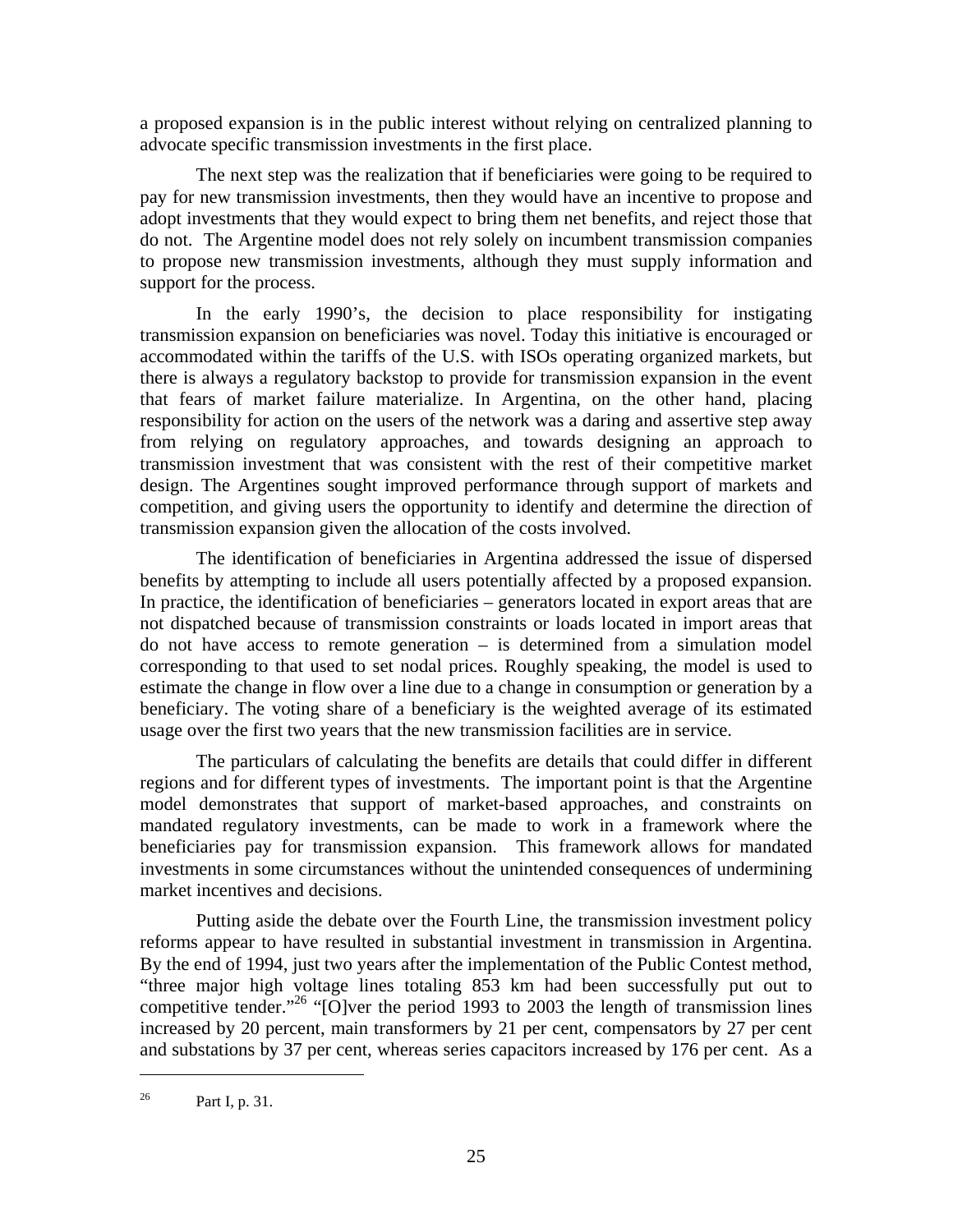a proposed expansion is in the public interest without relying on centralized planning to advocate specific transmission investments in the first place.

The next step was the realization that if beneficiaries were going to be required to pay for new transmission investments, then they would have an incentive to propose and adopt investments that they would expect to bring them net benefits, and reject those that do not. The Argentine model does not rely solely on incumbent transmission companies to propose new transmission investments, although they must supply information and support for the process.

In the early 1990's, the decision to place responsibility for instigating transmission expansion on beneficiaries was novel. Today this initiative is encouraged or accommodated within the tariffs of the U.S. with ISOs operating organized markets, but there is always a regulatory backstop to provide for transmission expansion in the event that fears of market failure materialize. In Argentina, on the other hand, placing responsibility for action on the users of the network was a daring and assertive step away from relying on regulatory approaches, and towards designing an approach to transmission investment that was consistent with the rest of their competitive market design. The Argentines sought improved performance through support of markets and competition, and giving users the opportunity to identify and determine the direction of transmission expansion given the allocation of the costs involved.

The identification of beneficiaries in Argentina addressed the issue of dispersed benefits by attempting to include all users potentially affected by a proposed expansion. In practice, the identification of beneficiaries – generators located in export areas that are not dispatched because of transmission constraints or loads located in import areas that do not have access to remote generation – is determined from a simulation model corresponding to that used to set nodal prices. Roughly speaking, the model is used to estimate the change in flow over a line due to a change in consumption or generation by a beneficiary. The voting share of a beneficiary is the weighted average of its estimated usage over the first two years that the new transmission facilities are in service.

The particulars of calculating the benefits are details that could differ in different regions and for different types of investments. The important point is that the Argentine model demonstrates that support of market-based approaches, and constraints on mandated regulatory investments, can be made to work in a framework where the beneficiaries pay for transmission expansion. This framework allows for mandated investments in some circumstances without the unintended consequences of undermining market incentives and decisions.

Putting aside the debate over the Fourth Line, the transmission investment policy reforms appear to have resulted in substantial investment in transmission in Argentina. By the end of 1994, just two years after the implementation of the Public Contest method, "three major high voltage lines totaling 853 km had been successfully put out to competitive tender."[26] "[O]ver the period 1993 to 2003 the length of transmission lines increased by 20 percent, main transformers by 21 per cent, compensators by 27 per cent and substations by 37 per cent, whereas series capacitors increased by 176 per cent. As a

---

[26] Part I, p. 31.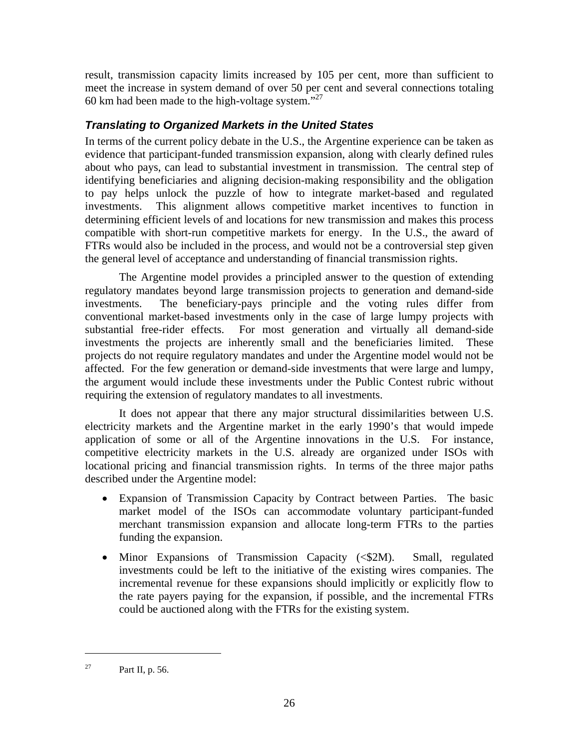result, transmission capacity limits increased by 105 per cent, more than sufficient to meet the increase in system demand of over 50 per cent and several connections totaling 60 km had been made to the high-voltage system."[27]

### *Translating to Organized Markets in the United States*

In terms of the current policy debate in the U.S., the Argentine experience can be taken as evidence that participant-funded transmission expansion, along with clearly defined rules about who pays, can lead to substantial investment in transmission. The central step of identifying beneficiaries and aligning decision-making responsibility and the obligation to pay helps unlock the puzzle of how to integrate market-based and regulated investments. This alignment allows competitive market incentives to function in determining efficient levels of and locations for new transmission and makes this process compatible with short-run competitive markets for energy. In the U.S., the award of FTRs would also be included in the process, and would not be a controversial step given the general level of acceptance and understanding of financial transmission rights.

The Argentine model provides a principled answer to the question of extending regulatory mandates beyond large transmission projects to generation and demand-side investments. The beneficiary-pays principle and the voting rules differ from conventional market-based investments only in the case of large lumpy projects with substantial free-rider effects. For most generation and virtually all demand-side investments the projects are inherently small and the beneficiaries limited. These projects do not require regulatory mandates and under the Argentine model would not be affected. For the few generation or demand-side investments that were large and lumpy, the argument would include these investments under the Public Contest rubric without requiring the extension of regulatory mandates to all investments.

It does not appear that there any major structural dissimilarities between U.S. electricity markets and the Argentine market in the early 1990's that would impede application of some or all of the Argentine innovations in the U.S. For instance, competitive electricity markets in the U.S. already are organized under ISOs with locational pricing and financial transmission rights. In terms of the three major paths described under the Argentine model:

- Expansion of Transmission Capacity by Contract between Parties. The basic market model of the ISOs can accommodate voluntary participant-funded merchant transmission expansion and allocate long-term FTRs to the parties funding the expansion.
- Minor Expansions of Transmission Capacity (<$2M). Small, regulated investments could be left to the initiative of the existing wires companies. The incremental revenue for these expansions should implicitly or explicitly flow to the rate payers paying for the expansion, if possible, and the incremental FTRs could be auctioned along with the FTRs for the existing system.

[27] Part II, p. 56.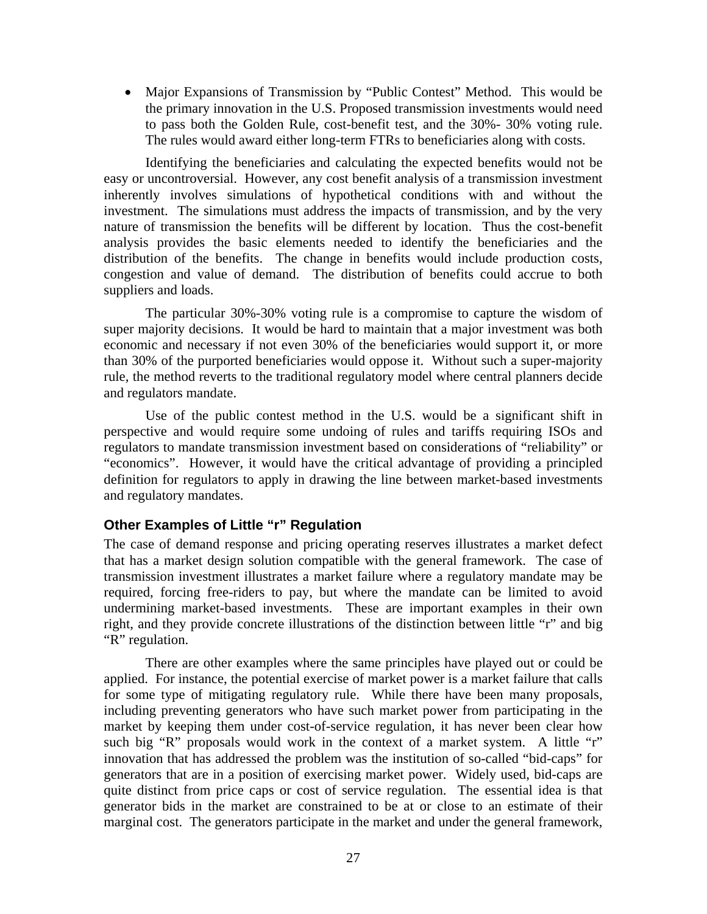- Major Expansions of Transmission by "Public Contest" Method. This would be the primary innovation in the U.S. Proposed transmission investments would need to pass both the Golden Rule, cost-benefit test, and the 30%- 30% voting rule. The rules would award either long-term FTRs to beneficiaries along with costs.

Identifying the beneficiaries and calculating the expected benefits would not be easy or uncontroversial. However, any cost benefit analysis of a transmission investment inherently involves simulations of hypothetical conditions with and without the investment. The simulations must address the impacts of transmission, and by the very nature of transmission the benefits will be different by location. Thus the cost-benefit analysis provides the basic elements needed to identify the beneficiaries and the distribution of the benefits. The change in benefits would include production costs, congestion and value of demand. The distribution of benefits could accrue to both suppliers and loads.

The particular 30%-30% voting rule is a compromise to capture the wisdom of super majority decisions. It would be hard to maintain that a major investment was both economic and necessary if not even 30% of the beneficiaries would support it, or more than 30% of the purported beneficiaries would oppose it. Without such a super-majority rule, the method reverts to the traditional regulatory model where central planners decide and regulators mandate.

Use of the public contest method in the U.S. would be a significant shift in perspective and would require some undoing of rules and tariffs requiring ISOs and regulators to mandate transmission investment based on considerations of "reliability" or "economics". However, it would have the critical advantage of providing a principled definition for regulators to apply in drawing the line between market-based investments and regulatory mandates.

### Other Examples of Little "r" Regulation

The case of demand response and pricing operating reserves illustrates a market defect that has a market design solution compatible with the general framework. The case of transmission investment illustrates a market failure where a regulatory mandate may be required, forcing free-riders to pay, but where the mandate can be limited to avoid undermining market-based investments. These are important examples in their own right, and they provide concrete illustrations of the distinction between little "r" and big "R" regulation.

There are other examples where the same principles have played out or could be applied. For instance, the potential exercise of market power is a market failure that calls for some type of mitigating regulatory rule. While there have been many proposals, including preventing generators who have such market power from participating in the market by keeping them under cost-of-service regulation, it has never been clear how such big "R" proposals would work in the context of a market system. A little "r" innovation that has addressed the problem was the institution of so-called "bid-caps" for generators that are in a position of exercising market power. Widely used, bid-caps are quite distinct from price caps or cost of service regulation. The essential idea is that generator bids in the market are constrained to be at or close to an estimate of their marginal cost. The generators participate in the market and under the general framework,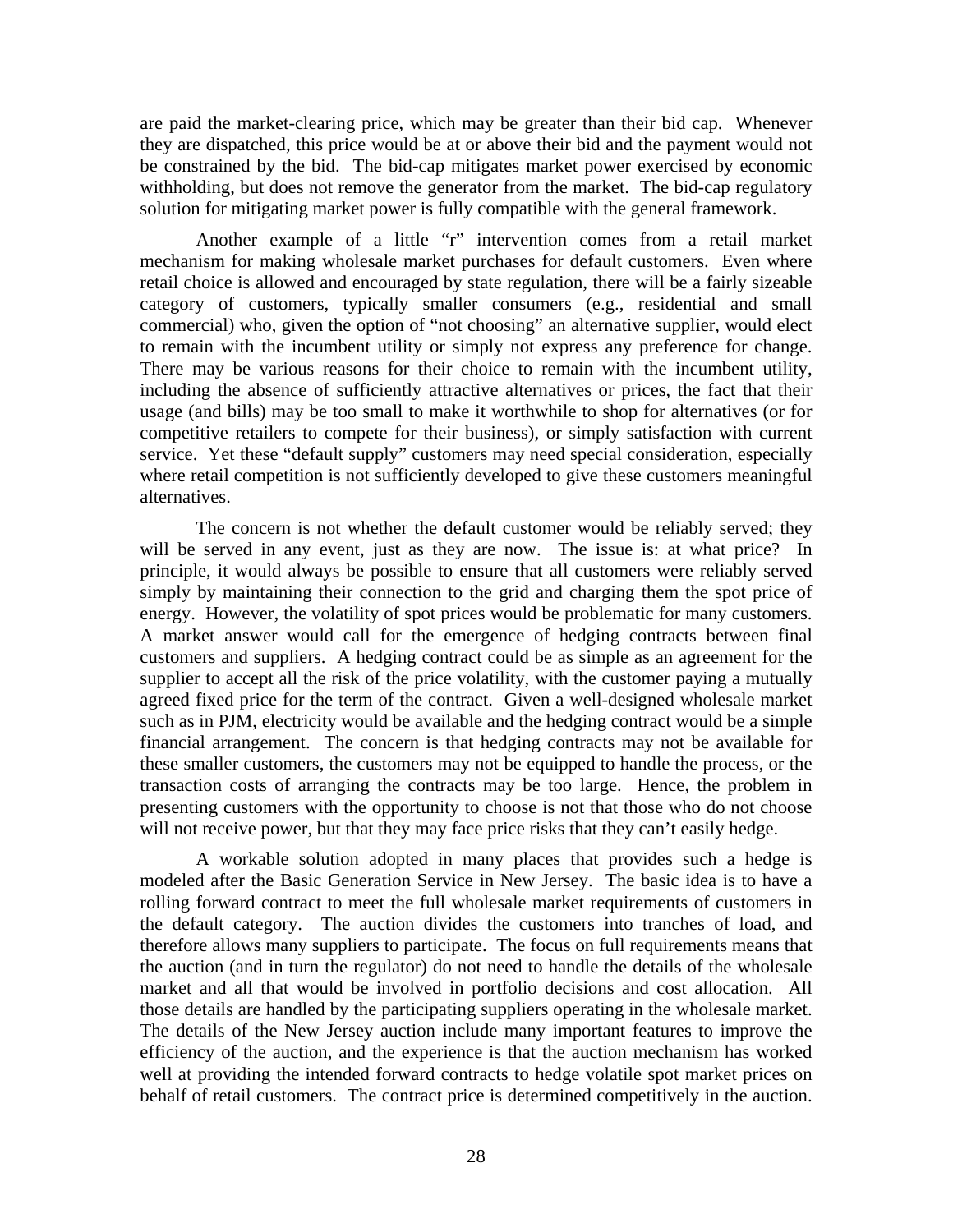are paid the market-clearing price, which may be greater than their bid cap. Whenever they are dispatched, this price would be at or above their bid and the payment would not be constrained by the bid. The bid-cap mitigates market power exercised by economic withholding, but does not remove the generator from the market. The bid-cap regulatory solution for mitigating market power is fully compatible with the general framework.

Another example of a little "r" intervention comes from a retail market mechanism for making wholesale market purchases for default customers. Even where retail choice is allowed and encouraged by state regulation, there will be a fairly sizeable category of customers, typically smaller consumers (e.g., residential and small commercial) who, given the option of "not choosing" an alternative supplier, would elect to remain with the incumbent utility or simply not express any preference for change. There may be various reasons for their choice to remain with the incumbent utility, including the absence of sufficiently attractive alternatives or prices, the fact that their usage (and bills) may be too small to make it worthwhile to shop for alternatives (or for competitive retailers to compete for their business), or simply satisfaction with current service. Yet these "default supply" customers may need special consideration, especially where retail competition is not sufficiently developed to give these customers meaningful alternatives.

The concern is not whether the default customer would be reliably served; they will be served in any event, just as they are now. The issue is: at what price? In principle, it would always be possible to ensure that all customers were reliably served simply by maintaining their connection to the grid and charging them the spot price of energy. However, the volatility of spot prices would be problematic for many customers. A market answer would call for the emergence of hedging contracts between final customers and suppliers. A hedging contract could be as simple as an agreement for the supplier to accept all the risk of the price volatility, with the customer paying a mutually agreed fixed price for the term of the contract. Given a well-designed wholesale market such as in PJM, electricity would be available and the hedging contract would be a simple financial arrangement. The concern is that hedging contracts may not be available for these smaller customers, the customers may not be equipped to handle the process, or the transaction costs of arranging the contracts may be too large. Hence, the problem in presenting customers with the opportunity to choose is not that those who do not choose will not receive power, but that they may face price risks that they can't easily hedge.

A workable solution adopted in many places that provides such a hedge is modeled after the Basic Generation Service in New Jersey. The basic idea is to have a rolling forward contract to meet the full wholesale market requirements of customers in the default category. The auction divides the customers into tranches of load, and therefore allows many suppliers to participate. The focus on full requirements means that the auction (and in turn the regulator) do not need to handle the details of the wholesale market and all that would be involved in portfolio decisions and cost allocation. All those details are handled by the participating suppliers operating in the wholesale market. The details of the New Jersey auction include many important features to improve the efficiency of the auction, and the experience is that the auction mechanism has worked well at providing the intended forward contracts to hedge volatile spot market prices on behalf of retail customers. The contract price is determined competitively in the auction.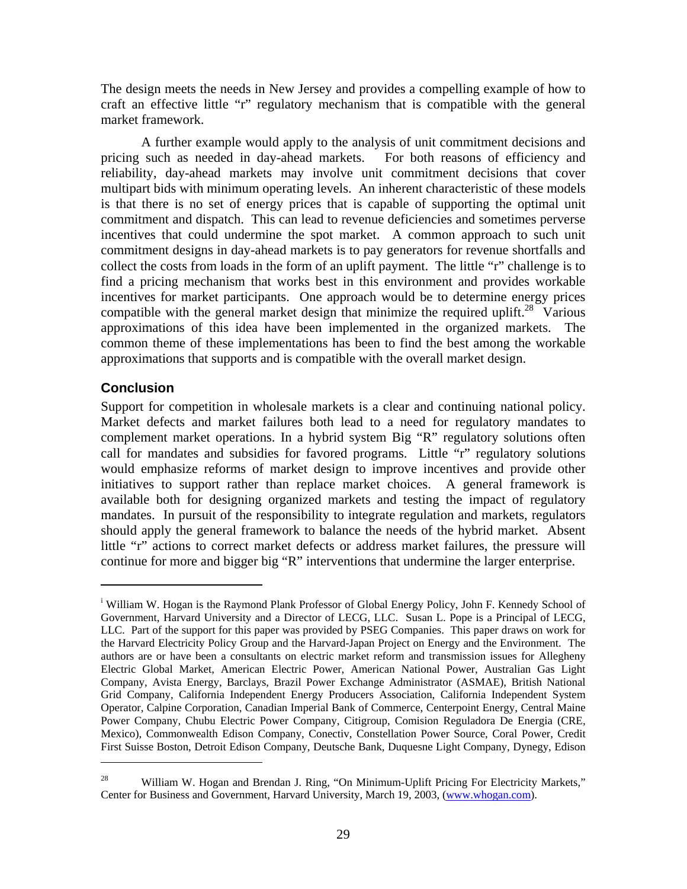The design meets the needs in New Jersey and provides a compelling example of how to craft an effective little "r" regulatory mechanism that is compatible with the general market framework.

A further example would apply to the analysis of unit commitment decisions and pricing such as needed in day-ahead markets. For both reasons of efficiency and reliability, day-ahead markets may involve unit commitment decisions that cover multipart bids with minimum operating levels. An inherent characteristic of these models is that there is no set of energy prices that is capable of supporting the optimal unit commitment and dispatch. This can lead to revenue deficiencies and sometimes perverse incentives that could undermine the spot market. A common approach to such unit commitment designs in day-ahead markets is to pay generators for revenue shortfalls and collect the costs from loads in the form of an uplift payment. The little "r" challenge is to find a pricing mechanism that works best in this environment and provides workable incentives for market participants. One approach would be to determine energy prices compatible with the general market design that minimize the required uplift.[28] Various approximations of this idea have been implemented in the organized markets. The common theme of these implementations has been to find the best among the workable approximations that supports and is compatible with the overall market design.

## Conclusion

Support for competition in wholesale markets is a clear and continuing national policy. Market defects and market failures both lead to a need for regulatory mandates to complement market operations. In a hybrid system Big "R" regulatory solutions often call for mandates and subsidies for favored programs. Little "r" regulatory solutions would emphasize reforms of market design to improve incentives and provide other initiatives to support rather than replace market choices. A general framework is available both for designing organized markets and testing the impact of regulatory mandates. In pursuit of the responsibility to integrate regulation and markets, regulators should apply the general framework to balance the needs of the hybrid market. Absent little "r" actions to correct market defects or address market failures, the pressure will continue for more and bigger big "R" interventions that undermine the larger enterprise.

---

[i] William W. Hogan is the Raymond Plank Professor of Global Energy Policy, John F. Kennedy School of Government, Harvard University and a Director of LECG, LLC. Susan L. Pope is a Principal of LECG, LLC. Part of the support for this paper was provided by PSEG Companies. This paper draws on work for the Harvard Electricity Policy Group and the Harvard-Japan Project on Energy and the Environment. The authors are or have been a consultants on electric market reform and transmission issues for Allegheny Electric Global Market, American Electric Power, American National Power, Australian Gas Light Company, Avista Energy, Barclays, Brazil Power Exchange Administrator (ASMAE), British National Grid Company, California Independent Energy Producers Association, California Independent System Operator, Calpine Corporation, Canadian Imperial Bank of Commerce, Centerpoint Energy, Central Maine Power Company, Chubu Electric Power Company, Citigroup, Comision Reguladora De Energia (CRE, Mexico), Commonwealth Edison Company, Conectiv, Constellation Power Source, Coral Power, Credit First Suisse Boston, Detroit Edison Company, Deutsche Bank, Duquesne Light Company, Dynegy, Edison

---

[28] William W. Hogan and Brendan J. Ring, "On Minimum-Uplift Pricing For Electricity Markets," Center for Business and Government, Harvard University, March 19, 2003, (www.whogan.com).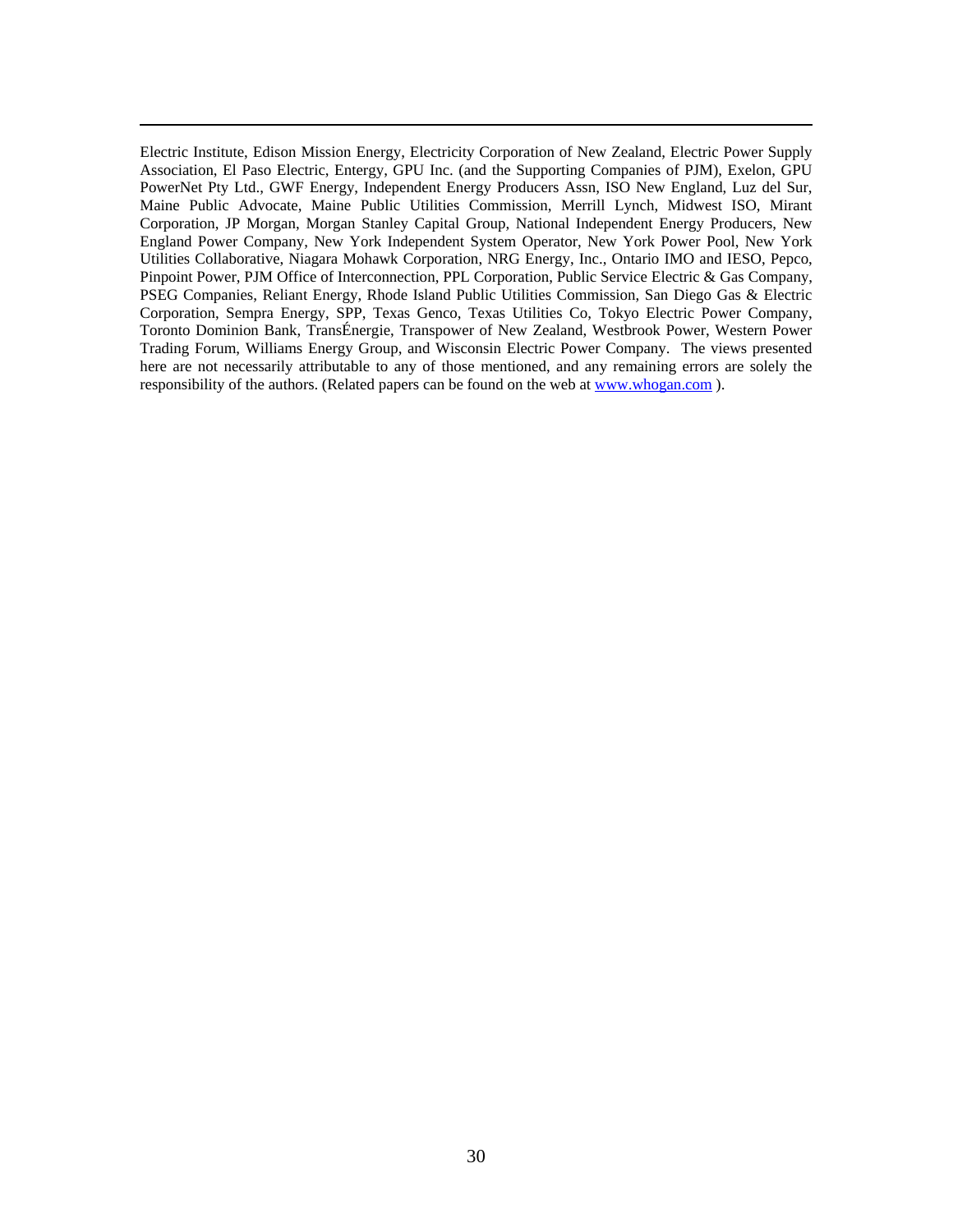Electric Institute, Edison Mission Energy, Electricity Corporation of New Zealand, Electric Power Supply Association, El Paso Electric, Entergy, GPU Inc. (and the Supporting Companies of PJM), Exelon, GPU PowerNet Pty Ltd., GWF Energy, Independent Energy Producers Assn, ISO New England, Luz del Sur, Maine Public Advocate, Maine Public Utilities Commission, Merrill Lynch, Midwest ISO, Mirant Corporation, JP Morgan, Morgan Stanley Capital Group, National Independent Energy Producers, New England Power Company, New York Independent System Operator, New York Power Pool, New York Utilities Collaborative, Niagara Mohawk Corporation, NRG Energy, Inc., Ontario IMO and IESO, Pepco, Pinpoint Power, PJM Office of Interconnection, PPL Corporation, Public Service Electric & Gas Company, PSEG Companies, Reliant Energy, Rhode Island Public Utilities Commission, San Diego Gas & Electric Corporation, Sempra Energy, SPP, Texas Genco, Texas Utilities Co, Tokyo Electric Power Company, Toronto Dominion Bank, TransÉnergie, Transpower of New Zealand, Westbrook Power, Western Power Trading Forum, Williams Energy Group, and Wisconsin Electric Power Company. The views presented here are not necessarily attributable to any of those mentioned, and any remaining errors are solely the responsibility of the authors. (Related papers can be found on the web at [www.whogan.com](http://www.whogan.com) ).